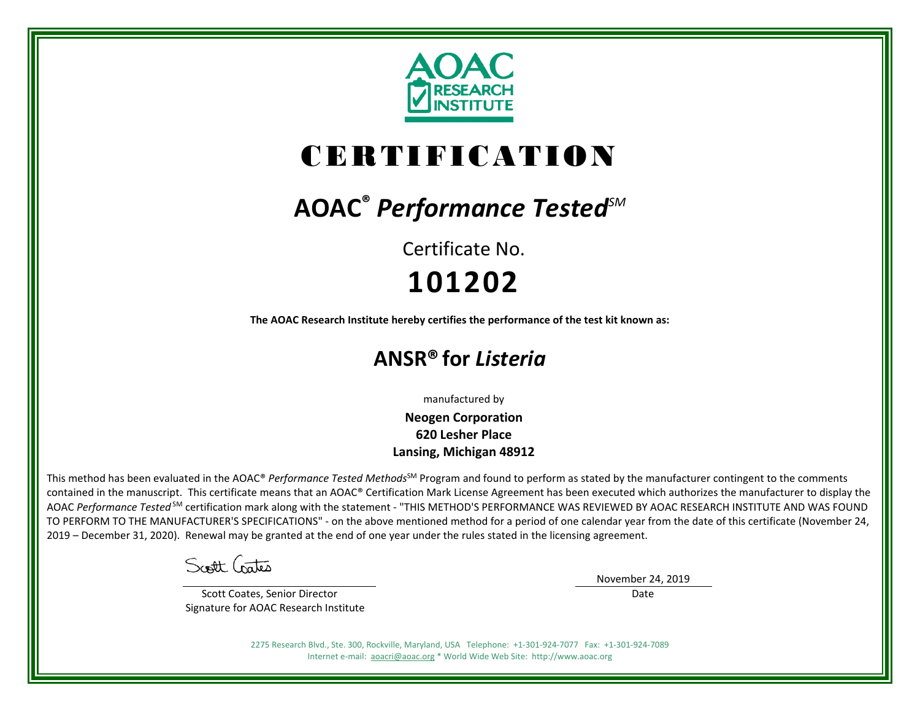AOAC RESEARCH INSTITUTE

# CERTIFICATION

## AOAC® *Performance Tested*SM

Certificate No.

# 101202

**The AOAC Research Institute hereby certifies the performance of the test kit known as:**

## ANSR® for *Listeria*

manufactured by

**Neogen Corporation**
**620 Lesher Place**
**Lansing, Michigan 48912**

This method has been evaluated in the AOAC® *Performance Tested Methods*SM Program and found to perform as stated by the manufacturer contingent to the comments contained in the manuscript. This certificate means that an AOAC® Certification Mark License Agreement has been executed which authorizes the manufacturer to display the AOAC *Performance Tested* SM certification mark along with the statement - "THIS METHOD'S PERFORMANCE WAS REVIEWED BY AOAC RESEARCH INSTITUTE AND WAS FOUND TO PERFORM TO THE MANUFACTURER'S SPECIFICATIONS" - on the above mentioned method for a period of one calendar year from the date of this certificate (November 24, 2019 – December 31, 2020). Renewal may be granted at the end of one year under the rules stated in the licensing agreement.

Scott Coates

Scott Coates, Senior Director
Signature for AOAC Research Institute

November 24, 2019
Date

2275 Research Blvd., Ste. 300, Rockville, Maryland, USA Telephone: +1-301-924-7077 Fax: +1-301-924-7089
Internet e-mail: aoacri@aoac.org * World Wide Web Site: http://www.aoac.org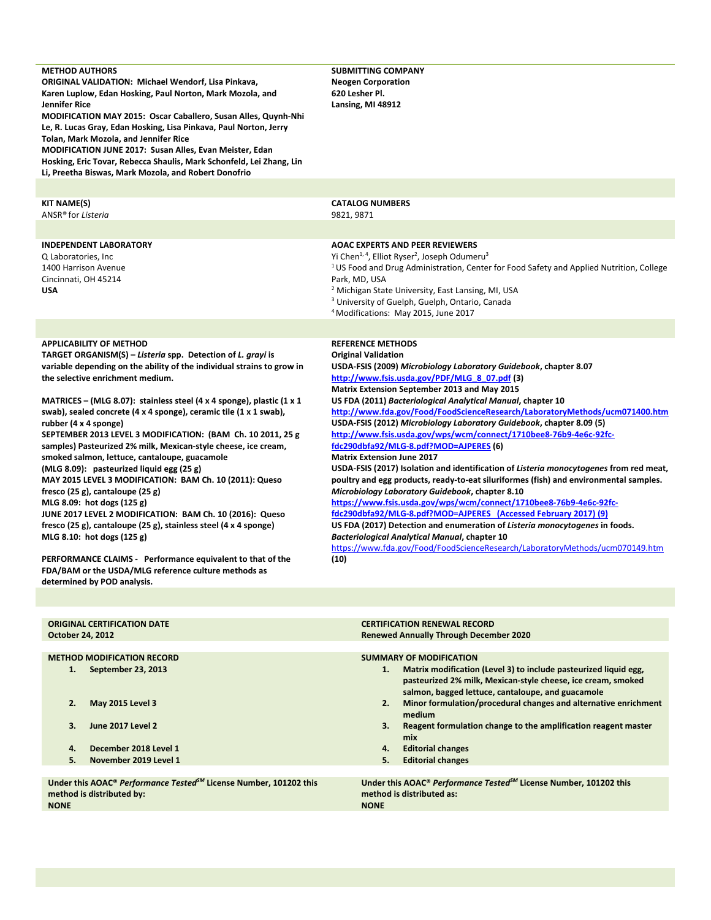**METHOD AUTHORS**
**ORIGINAL VALIDATION: Michael Wendorf, Lisa Pinkava, Karen Luplow, Edan Hosking, Paul Norton, Mark Mozola, and Jennifer Rice**
**MODIFICATION MAY 2015: Oscar Caballero, Susan Alles, Quynh-Nhi Le, R. Lucas Gray, Edan Hosking, Lisa Pinkava, Paul Norton, Jerry Tolan, Mark Mozola, and Jennifer Rice**
**MODIFICATION JUNE 2017: Susan Alles, Evan Meister, Edan Hosking, Eric Tovar, Rebecca Shaulis, Mark Schonfeld, Lei Zhang, Lin Li, Preetha Biswas, Mark Mozola, and Robert Donofrio**

**SUBMITTING COMPANY**
**Neogen Corporation**
**620 Lesher Pl.**
**Lansing, MI 48912**

**KIT NAME(S)**
ANSR® for *Listeria*

**CATALOG NUMBERS**
9821, 9871

**INDEPENDENT LABORATORY**
Q Laboratories, Inc
1400 Harrison Avenue
Cincinnati, OH 45214
**USA**

**AOAC EXPERTS AND PEER REVIEWERS**
Yi Chen[1,4], Elliot Ryser[2], Joseph Odumeru[3]
[1] US Food and Drug Administration, Center for Food Safety and Applied Nutrition, College Park, MD, USA
[2] Michigan State University, East Lansing, MI, USA
[3] University of Guelph, Guelph, Ontario, Canada
[4] Modifications: May 2015, June 2017

**APPLICABILITY OF METHOD**
**TARGET ORGANISM(S) – *Listeria* spp. Detection of *L. grayi* is variable depending on the ability of the individual strains to grow in the selective enrichment medium.**

**MATRICES – (MLG 8.07): stainless steel (4 x 4 sponge), plastic (1 x 1 swab), sealed concrete (4 x 4 sponge), ceramic tile (1 x 1 swab), rubber (4 x 4 sponge)**
**SEPTEMBER 2013 LEVEL 3 MODIFICATION: (BAM Ch. 10 2011, 25 g samples) Pasteurized 2% milk, Mexican-style cheese, ice cream, smoked salmon, lettuce, cantaloupe, guacamole**
**(MLG 8.09): pasteurized liquid egg (25 g)**
**MAY 2015 LEVEL 3 MODIFICATION: BAM Ch. 10 (2011): Queso fresco (25 g), cantaloupe (25 g)**
**MLG 8.09: hot dogs (125 g)**
**JUNE 2017 LEVEL 2 MODIFICATION: BAM Ch. 10 (2016): Queso fresco (25 g), cantaloupe (25 g), stainless steel (4 x 4 sponge)**
**MLG 8.10: hot dogs (125 g)**

**PERFORMANCE CLAIMS - Performance equivalent to that of the FDA/BAM or the USDA/MLG reference culture methods as determined by POD analysis.**

**REFERENCE METHODS**
**Original Validation**
**USDA-FSIS (2009) *Microbiology Laboratory Guidebook*, chapter 8.07**
**http://www.fsis.usda.gov/PDF/MLG_8_07.pdf (3)**
**Matrix Extension September 2013 and May 2015**
**US FDA (2011) *Bacteriological Analytical Manual*, chapter 10**
**http://www.fda.gov/Food/FoodScienceResearch/LaboratoryMethods/ucm071400.htm**
**USDA-FSIS (2012) *Microbiology Laboratory Guidebook*, chapter 8.09 (5)**
**http://www.fsis.usda.gov/wps/wcm/connect/1710bee8-76b9-4e6c-92fc-fdc290dbfa92/MLG-8.pdf?MOD=AJPERES (6)**
**Matrix Extension June 2017**
**USDA-FSIS (2017) Isolation and identification of *Listeria monocytogenes* from red meat, poultry and egg products, ready-to-eat siluriformes (fish) and environmental samples. *Microbiology Laboratory Guidebook*, chapter 8.10**
**https://www.fsis.usda.gov/wps/wcm/connect/1710bee8-76b9-4e6c-92fc-fdc290dbfa92/MLG-8.pdf?MOD=AJPERES (Accessed February 2017) (9)**
**US FDA (2017) Detection and enumeration of *Listeria monocytogenes* in foods. *Bacteriological Analytical Manual*, chapter 10**
https://www.fda.gov/Food/FoodScienceResearch/LaboratoryMethods/ucm070149.htm
**(10)**

**ORIGINAL CERTIFICATION DATE**
**October 24, 2012**

**CERTIFICATION RENEWAL RECORD**
**Renewed Annually Through December 2020**

| METHOD MODIFICATION RECORD | SUMMARY OF MODIFICATION |
|---|---|
| 1. September 23, 2013 | 1. Matrix modification (Level 3) to include pasteurized liquid egg, pasteurized 2% milk, Mexican-style cheese, ice cream, smoked salmon, bagged lettuce, cantaloupe, and guacamole |
| 2. May 2015 Level 3 | 2. Minor formulation/procedural changes and alternative enrichment medium |
| 3. June 2017 Level 2 | 3. Reagent formulation change to the amplification reagent master mix |
| 4. December 2018 Level 1 | 4. Editorial changes |
| 5. November 2019 Level 1 | 5. Editorial changes |

**Under this AOAC® *Performance Tested*℠ License Number, 101202 this method is distributed by:**
**NONE**

**Under this AOAC® *Performance Tested*℠ License Number, 101202 this method is distributed as:**
**NONE**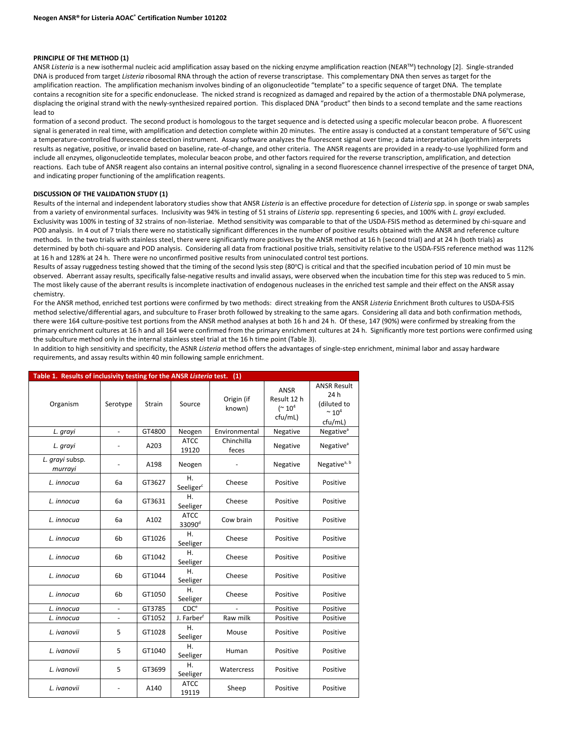**Neogen ANSR® for Listeria AOAC® Certification Number 101202**

**PRINCIPLE OF THE METHOD (1)**

ANSR *Listeria* is a new isothermal nucleic acid amplification assay based on the nicking enzyme amplification reaction (NEAR™) technology [2]. Single-stranded DNA is produced from target *Listeria* ribosomal RNA through the action of reverse transcriptase. This complementary DNA then serves as target for the amplification reaction. The amplification mechanism involves binding of an oligonucleotide "template" to a specific sequence of target DNA. The template contains a recognition site for a specific endonuclease. The nicked strand is recognized as damaged and repaired by the action of a thermostable DNA polymerase, displacing the original strand with the newly-synthesized repaired portion. This displaced DNA "product" then binds to a second template and the same reactions lead to formation of a second product. The second product is homologous to the target sequence and is detected using a specific molecular beacon probe. A fluorescent signal is generated in real time, with amplification and detection complete within 20 minutes. The entire assay is conducted at a constant temperature of 56°C using a temperature-controlled fluorescence detection instrument. Assay software analyzes the fluorescent signal over time; a data interpretation algorithm interprets results as negative, positive, or invalid based on baseline, rate-of-change, and other criteria. The ANSR reagents are provided in a ready-to-use lyophilized form and include all enzymes, oligonucleotide templates, molecular beacon probe, and other factors required for the reverse transcription, amplification, and detection reactions. Each tube of ANSR reagent also contains an internal positive control, signaling in a second fluorescence channel irrespective of the presence of target DNA, and indicating proper functioning of the amplification reagents.

**DISCUSSION OF THE VALIDATION STUDY (1)**

Results of the internal and independent laboratory studies show that ANSR *Listeria* is an effective procedure for detection of *Listeria* spp. in sponge or swab samples from a variety of environmental surfaces. Inclusivity was 94% in testing of 51 strains of *Listeria* spp. representing 6 species, and 100% with *L. grayi* excluded. Exclusivity was 100% in testing of 32 strains of non-listeriae. Method sensitivity was comparable to that of the USDA-FSIS method as determined by chi-square and POD analysis. In 4 out of 7 trials there were no statistically significant differences in the number of positive results obtained with the ANSR and reference culture methods. In the two trials with stainless steel, there were significantly more positives by the ANSR method at 16 h (second trial) and at 24 h (both trials) as determined by both chi-square and POD analysis. Considering all data from fractional positive trials, sensitivity relative to the USDA-FSIS reference method was 112% at 16 h and 128% at 24 h. There were no unconfirmed positive results from uninoculated control test portions.

Results of assay ruggedness testing showed that the timing of the second lysis step (80°C) is critical and that the specified incubation period of 10 min must be observed. Aberrant assay results, specifically false-negative results and invalid assays, were observed when the incubation time for this step was reduced to 5 min. The most likely cause of the aberrant results is incomplete inactivation of endogenous nucleases in the enriched test sample and their effect on the ANSR assay chemistry.

For the ANSR method, enriched test portions were confirmed by two methods: direct streaking from the ANSR *Listeria* Enrichment Broth cultures to USDA-FSIS method selective/differential agars, and subculture to Fraser broth followed by streaking to the same agars. Considering all data and both confirmation methods, there were 164 culture-positive test portions from the ANSR method analyses at both 16 h and 24 h. Of these, 147 (90%) were confirmed by streaking from the primary enrichment cultures at 16 h and all 164 were confirmed from the primary enrichment cultures at 24 h. Significantly more test portions were confirmed using the subculture method only in the internal stainless steel trial at the 16 h time point (Table 3).

In addition to high sensitivity and specificity, the ASNR *Listeria* method offers the advantages of single-step enrichment, minimal labor and assay hardware requirements, and assay results within 40 min following sample enrichment.

**Table 1. Results of inclusivity testing for the ANSR *Listeria* test. (1)**

| Organism | Serotype | Strain | Source | Origin (if known) | ANSR Result 12 h (~ $10^4$ cfu/mL) | ANSR Result 24 h (diluted to ~ $10^4$ cfu/mL) |
|---|---|---|---|---|---|---|
| *L. grayi* | - | GT4800 | Neogen | Environmental | Negative | Negative[a] |
| *L. grayi* | - | A203 | ATCC 19120 | Chinchilla feces | Negative | Negative[a] |
| *L. grayi* subsp. *murrayi* | - | A198 | Neogen | - | Negative | Negative[a, b] |
| *L. innocua* | 6a | GT3627 | H. Seeliger[c] | Cheese | Positive | Positive |
| *L. innocua* | 6a | GT3631 | H. Seeliger | Cheese | Positive | Positive |
| *L. innocua* | 6a | A102 | ATCC 33090[d] | Cow brain | Positive | Positive |
| *L. innocua* | 6b | GT1026 | H. Seeliger | Cheese | Positive | Positive |
| *L. innocua* | 6b | GT1042 | H. Seeliger | Cheese | Positive | Positive |
| *L. innocua* | 6b | GT1044 | H. Seeliger | Cheese | Positive | Positive |
| *L. innocua* | 6b | GT1050 | H. Seeliger | Cheese | Positive | Positive |
| *L. innocua* | - | GT3785 | CDC[e] | - | Positive | Positive |
| *L. innocua* | - | GT1052 | J. Farber[f] | Raw milk | Positive | Positive |
| *L. ivanovii* | 5 | GT1028 | H. Seeliger | Mouse | Positive | Positive |
| *L. ivanovii* | 5 | GT1040 | H. Seeliger | Human | Positive | Positive |
| *L. ivanovii* | 5 | GT3699 | H. Seeliger | Watercress | Positive | Positive |
| *L. ivanovii* | - | A140 | ATCC 19119 | Sheep | Positive | Positive |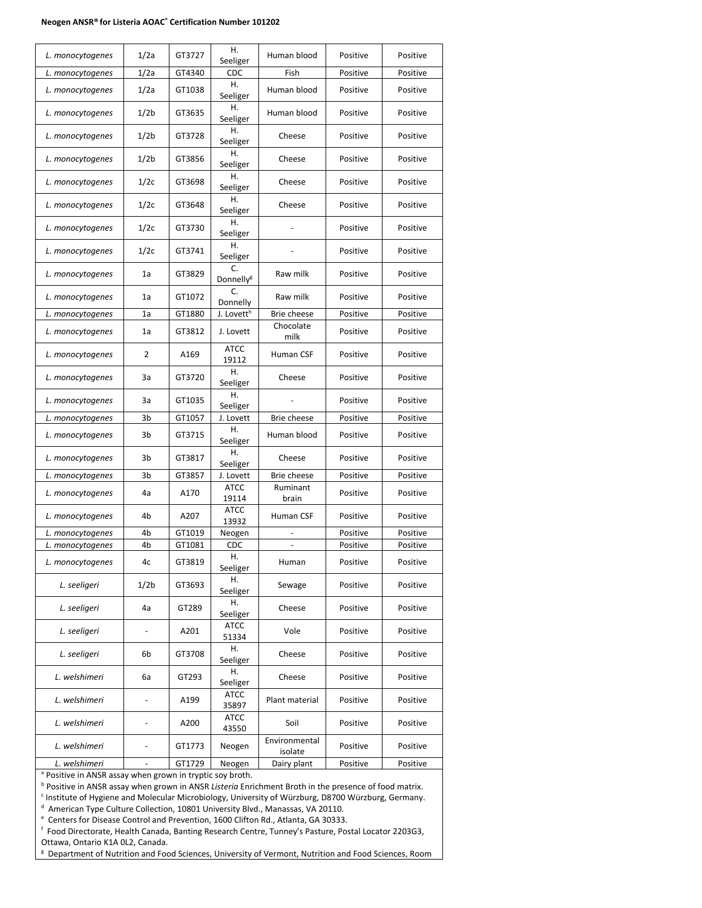**Neogen ANSR® for Listeria AOAC® Certification Number 101202**

| | | | | | | |
|---|---|---|---|---|---|---|
| *L. monocytogenes* | 1/2a | GT3727 | H. Seeliger | Human blood | Positive | Positive |
| *L. monocytogenes* | 1/2a | GT4340 | CDC | Fish | Positive | Positive |
| *L. monocytogenes* | 1/2a | GT1038 | H. Seeliger | Human blood | Positive | Positive |
| *L. monocytogenes* | 1/2b | GT3635 | H. Seeliger | Human blood | Positive | Positive |
| *L. monocytogenes* | 1/2b | GT3728 | H. Seeliger | Cheese | Positive | Positive |
| *L. monocytogenes* | 1/2b | GT3856 | H. Seeliger | Cheese | Positive | Positive |
| *L. monocytogenes* | 1/2c | GT3698 | H. Seeliger | Cheese | Positive | Positive |
| *L. monocytogenes* | 1/2c | GT3648 | H. Seeliger | Cheese | Positive | Positive |
| *L. monocytogenes* | 1/2c | GT3730 | H. Seeliger | - | Positive | Positive |
| *L. monocytogenes* | 1/2c | GT3741 | H. Seeliger | - | Positive | Positive |
| *L. monocytogenes* | 1a | GT3829 | C. Donnelly[g] | Raw milk | Positive | Positive |
| *L. monocytogenes* | 1a | GT1072 | C. Donnelly | Raw milk | Positive | Positive |
| *L. monocytogenes* | 1a | GT1880 | J. Lovett[h] | Brie cheese | Positive | Positive |
| *L. monocytogenes* | 1a | GT3812 | J. Lovett | Chocolate milk | Positive | Positive |
| *L. monocytogenes* | 2 | A169 | ATCC 19112 | Human CSF | Positive | Positive |
| *L. monocytogenes* | 3a | GT3720 | H. Seeliger | Cheese | Positive | Positive |
| *L. monocytogenes* | 3a | GT1035 | H. Seeliger | - | Positive | Positive |
| *L. monocytogenes* | 3b | GT1057 | J. Lovett | Brie cheese | Positive | Positive |
| *L. monocytogenes* | 3b | GT3715 | H. Seeliger | Human blood | Positive | Positive |
| *L. monocytogenes* | 3b | GT3817 | H. Seeliger | Cheese | Positive | Positive |
| *L. monocytogenes* | 3b | GT3857 | J. Lovett | Brie cheese | Positive | Positive |
| *L. monocytogenes* | 4a | A170 | ATCC 19114 | Ruminant brain | Positive | Positive |
| *L. monocytogenes* | 4b | A207 | ATCC 13932 | Human CSF | Positive | Positive |
| *L. monocytogenes* | 4b | GT1019 | Neogen | - | Positive | Positive |
| *L. monocytogenes* | 4b | GT1081 | CDC | - | Positive | Positive |
| *L. monocytogenes* | 4c | GT3819 | H. Seeliger | Human | Positive | Positive |
| *L. seeligeri* | 1/2b | GT3693 | H. Seeliger | Sewage | Positive | Positive |
| *L. seeligeri* | 4a | GT289 | H. Seeliger | Cheese | Positive | Positive |
| *L. seeligeri* | - | A201 | ATCC 51334 | Vole | Positive | Positive |
| *L. seeligeri* | 6b | GT3708 | H. Seeliger | Cheese | Positive | Positive |
| *L. welshimeri* | 6a | GT293 | H. Seeliger | Cheese | Positive | Positive |
| *L. welshimeri* | - | A199 | ATCC 35897 | Plant material | Positive | Positive |
| *L. welshimeri* | - | A200 | ATCC 43550 | Soil | Positive | Positive |
| *L. welshimeri* | - | GT1773 | Neogen | Environmental isolate | Positive | Positive |
| *L. welshimeri* | - | GT1729 | Neogen | Dairy plant | Positive | Positive |

[a] Positive in ANSR assay when grown in tryptic soy broth.
[b] Positive in ANSR assay when grown in ANSR *Listeria* Enrichment Broth in the presence of food matrix.
[c] Institute of Hygiene and Molecular Microbiology, University of Würzburg, D8700 Würzburg, Germany.
[d] American Type Culture Collection, 10801 University Blvd., Manassas, VA 20110.
[e] Centers for Disease Control and Prevention, 1600 Clifton Rd., Atlanta, GA 30333.
[f] Food Directorate, Health Canada, Banting Research Centre, Tunney's Pasture, Postal Locator 2203G3, Ottawa, Ontario K1A 0L2, Canada.
[g] Department of Nutrition and Food Sciences, University of Vermont, Nutrition and Food Sciences, Room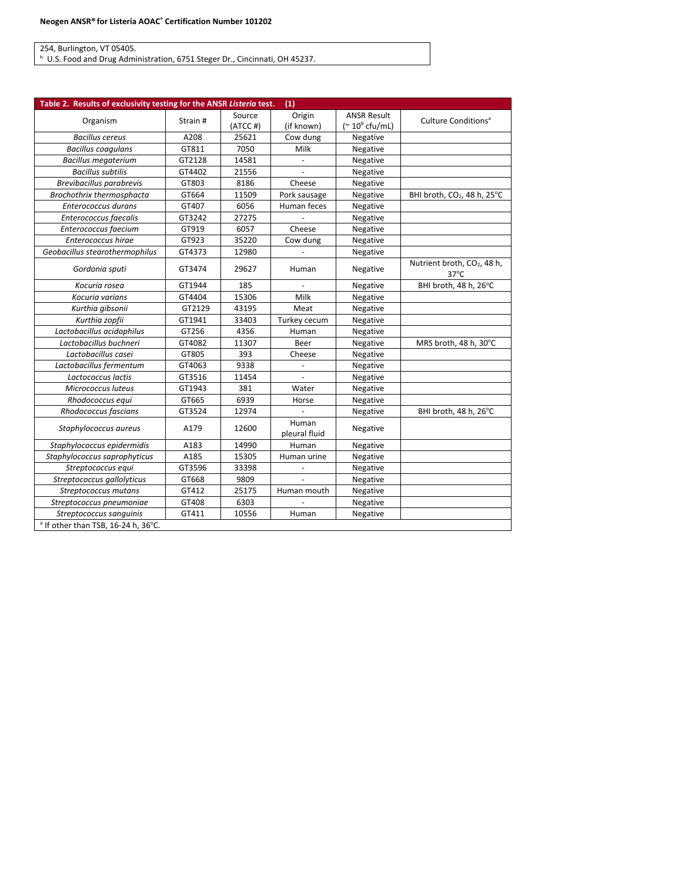254, Burlington, VT 05405.
[h] U.S. Food and Drug Administration, 6751 Steger Dr., Cincinnati, OH 45237.

**Table 2. Results of exclusivity testing for the ANSR *Listeria* test. (1)**

| Organism | Strain # | Source (ATCC #) | Origin (if known) | ANSR Result (~ $10^9$ cfu/mL) | Culture Conditions[a] |
|---|---|---|---|---|---|
| *Bacillus cereus* | A208 | 25621 | Cow dung | Negative | |
| *Bacillus coagulans* | GT811 | 7050 | Milk | Negative | |
| *Bacillus megaterium* | GT2128 | 14581 | - | Negative | |
| *Bacillus subtilis* | GT4402 | 21556 | - | Negative | |
| *Brevibacillus parabrevis* | GT803 | 8186 | Cheese | Negative | |
| *Brochothrix thermosphacta* | GT664 | 11509 | Pork sausage | Negative | BHI broth, $CO_2$, 48 h, 25°C |
| *Enterococcus durans* | GT407 | 6056 | Human feces | Negative | |
| *Enterococcus faecalis* | GT3242 | 27275 | - | Negative | |
| *Enterococcus faecium* | GT919 | 6057 | Cheese | Negative | |
| *Enterococcus hirae* | GT923 | 35220 | Cow dung | Negative | |
| *Geobacillus stearothermophilus* | GT4373 | 12980 | - | Negative | |
| *Gordonia sputi* | GT3474 | 29627 | Human | Negative | Nutrient broth, $CO_2$, 48 h, 37°C |
| *Kocuria rosea* | GT1944 | 185 | - | Negative | BHI broth, 48 h, 26°C |
| *Kocuria varians* | GT4404 | 15306 | Milk | Negative | |
| *Kurthia gibsonii* | GT2129 | 43195 | Meat | Negative | |
| *Kurthia zopfii* | GT1941 | 33403 | Turkey cecum | Negative | |
| *Lactobacillus acidophilus* | GT256 | 4356 | Human | Negative | |
| *Lactobacillus buchneri* | GT4082 | 11307 | Beer | Negative | MRS broth, 48 h, 30°C |
| *Lactobacillus casei* | GT805 | 393 | Cheese | Negative | |
| *Lactobacillus fermentum* | GT4063 | 9338 | - | Negative | |
| *Lactococcus lactis* | GT3516 | 11454 | - | Negative | |
| *Micrococcus luteus* | GT1943 | 381 | Water | Negative | |
| *Rhodococcus equi* | GT665 | 6939 | Horse | Negative | |
| *Rhodococcus fascians* | GT3524 | 12974 | - | Negative | BHI broth, 48 h, 26°C |
| *Staphylococcus aureus* | A179 | 12600 | Human pleural fluid | Negative | |
| *Staphylococcus epidermidis* | A183 | 14990 | Human | Negative | |
| *Staphylococcus saprophyticus* | A185 | 15305 | Human urine | Negative | |
| *Streptococcus equi* | GT3596 | 33398 | - | Negative | |
| *Streptococcus gallolyticus* | GT668 | 9809 | - | Negative | |
| *Streptococcus mutans* | GT412 | 25175 | Human mouth | Negative | |
| *Streptococcus pneumoniae* | GT408 | 6303 | - | Negative | |
| *Streptococcus sanguinis* | GT411 | 10556 | Human | Negative | |

[a] If other than TSB, 16-24 h, 36°C.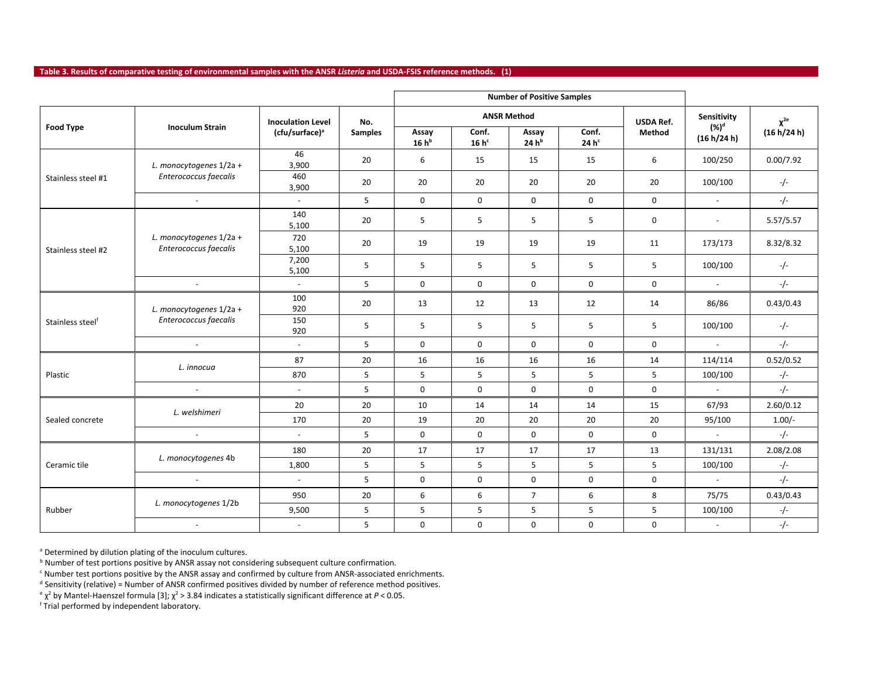**Table 3. Results of comparative testing of environmental samples with the ANSR *Listeria* and USDA-FSIS reference methods. (1)**

| Food Type | Inoculum Strain | Inoculation Level (cfu/surface)[a] | No. Samples | Number of Positive Samples | | | | | Sensitivity (%)[d] (16 h/24 h) | $\chi^2$[e] (16 h/24 h) |
|---|---|---|---|---|---|---|---|---|---|---|
| | | | | ANSR Method | | | | USDA Ref. Method | | |
| | | | | Assay 16 h[b] | Conf. 16 h[c] | Assay 24 h[b] | Conf. 24 h[c] | | | |
| Stainless steel #1 | *L. monocytogenes* 1/2a + *Enterococcus faecalis* | 46 3,900 | 20 | 6 | 15 | 15 | 15 | 6 | 100/250 | 0.00/7.92 |
| | | 460 3,900 | 20 | 20 | 20 | 20 | 20 | 20 | 100/100 | -/- |
| | - | - | 5 | 0 | 0 | 0 | 0 | 0 | - | -/- |
| Stainless steel #2 | *L. monocytogenes* 1/2a + *Enterococcus faecalis* | 140 5,100 | 20 | 5 | 5 | 5 | 5 | 0 | - | 5.57/5.57 |
| | | 720 5,100 | 20 | 19 | 19 | 19 | 19 | 11 | 173/173 | 8.32/8.32 |
| | | 7,200 5,100 | 5 | 5 | 5 | 5 | 5 | 5 | 100/100 | -/- |
| | - | - | 5 | 0 | 0 | 0 | 0 | 0 | - | -/- |
| Stainless steel[f] | *L. monocytogenes* 1/2a + *Enterococcus faecalis* | 100 920 | 20 | 13 | 12 | 13 | 12 | 14 | 86/86 | 0.43/0.43 |
| | | 150 920 | 5 | 5 | 5 | 5 | 5 | 5 | 100/100 | -/- |
| | - | - | 5 | 0 | 0 | 0 | 0 | 0 | - | -/- |
| Plastic | *L. innocua* | 87 | 20 | 16 | 16 | 16 | 16 | 14 | 114/114 | 0.52/0.52 |
| | | 870 | 5 | 5 | 5 | 5 | 5 | 5 | 100/100 | -/- |
| | - | - | 5 | 0 | 0 | 0 | 0 | 0 | - | -/- |
| Sealed concrete | *L. welshimeri* | 20 | 20 | 10 | 14 | 14 | 14 | 15 | 67/93 | 2.60/0.12 |
| | | 170 | 20 | 19 | 20 | 20 | 20 | 20 | 95/100 | 1.00/- |
| | - | - | 5 | 0 | 0 | 0 | 0 | 0 | - | -/- |
| Ceramic tile | *L. monocytogenes* 4b | 180 | 20 | 17 | 17 | 17 | 17 | 13 | 131/131 | 2.08/2.08 |
| | | 1,800 | 5 | 5 | 5 | 5 | 5 | 5 | 100/100 | -/- |
| | - | - | 5 | 0 | 0 | 0 | 0 | 0 | - | -/- |
| Rubber | *L. monocytogenes* 1/2b | 950 | 20 | 6 | 6 | 7 | 6 | 8 | 75/75 | 0.43/0.43 |
| | | 9,500 | 5 | 5 | 5 | 5 | 5 | 5 | 100/100 | -/- |
| | - | - | 5 | 0 | 0 | 0 | 0 | 0 | - | -/- |

[a] Determined by dilution plating of the inoculum cultures.
[b] Number test portions positive by ANSR assay not considering subsequent culture confirmation.
[c] Number test portions positive by the ANSR assay and confirmed by culture from ANSR-associated enrichments.
[d] Sensitivity (relative) = Number of ANSR confirmed positives divided by number of reference method positives.
[e] $\chi^2$ by Mantel-Haenszel formula [3]; $\chi^2 > 3.84$ indicates a statistically significant difference at $P < 0.05$.
[f] Trial performed by independent laboratory.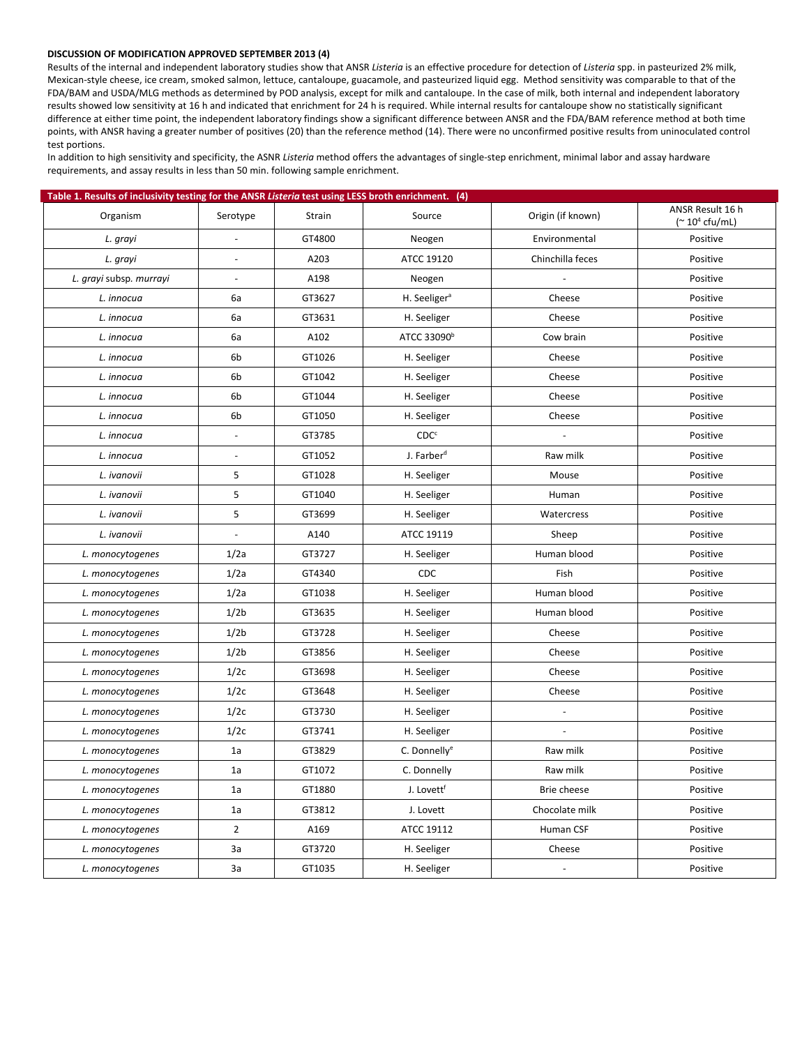**DISCUSSION OF MODIFICATION APPROVED SEPTEMBER 2013 (4)**

Results of the internal and independent laboratory studies show that ANSR *Listeria* is an effective procedure for detection of *Listeria* spp. in pasteurized 2% milk, Mexican-style cheese, ice cream, smoked salmon, lettuce, cantaloupe, guacamole, and pasteurized liquid egg. Method sensitivity was comparable to that of the FDA/BAM and USDA/MLG methods as determined by POD analysis, except for milk and cantaloupe. In the case of milk, both internal and independent laboratory results showed low sensitivity at 16 h and indicated that enrichment for 24 h is required. While internal results for cantaloupe show no statistically significant difference at either time point, the independent laboratory findings show a significant difference between ANSR and the FDA/BAM reference method at both time points, with ANSR having a greater number of positives (20) than the reference method (14). There were no unconfirmed positive results from uninoculated control test portions.

In addition to high sensitivity and specificity, the ASNR *Listeria* method offers the advantages of single-step enrichment, minimal labor and assay hardware requirements, and assay results in less than 50 min. following sample enrichment.

**Table 1. Results of inclusivity testing for the ANSR *Listeria* test using LESS broth enrichment. (4)**

| Organism | Serotype | Strain | Source | Origin (if known) | ANSR Result 16 h (~ $10^4$ cfu/mL) |
|---|---|---|---|---|---|
| *L. grayi* | - | GT4800 | Neogen | Environmental | Positive |
| *L. grayi* | - | A203 | ATCC 19120 | Chinchilla feces | Positive |
| *L. grayi* subsp. *murrayi* | - | A198 | Neogen | - | Positive |
| *L. innocua* | 6a | GT3627 | H. Seeliger[a] | Cheese | Positive |
| *L. innocua* | 6a | GT3631 | H. Seeliger | Cheese | Positive |
| *L. innocua* | 6a | A102 | ATCC 33090[b] | Cow brain | Positive |
| *L. innocua* | 6b | GT1026 | H. Seeliger | Cheese | Positive |
| *L. innocua* | 6b | GT1042 | H. Seeliger | Cheese | Positive |
| *L. innocua* | 6b | GT1044 | H. Seeliger | Cheese | Positive |
| *L. innocua* | 6b | GT1050 | H. Seeliger | Cheese | Positive |
| *L. innocua* | - | GT3785 | CDC[c] | - | Positive |
| *L. innocua* | - | GT1052 | J. Farber[d] | Raw milk | Positive |
| *L. ivanovii* | 5 | GT1028 | H. Seeliger | Mouse | Positive |
| *L. ivanovii* | 5 | GT1040 | H. Seeliger | Human | Positive |
| *L. ivanovii* | 5 | GT3699 | H. Seeliger | Watercress | Positive |
| *L. ivanovii* | - | A140 | ATCC 19119 | Sheep | Positive |
| *L. monocytogenes* | 1/2a | GT3727 | H. Seeliger | Human blood | Positive |
| *L. monocytogenes* | 1/2a | GT4340 | CDC | Fish | Positive |
| *L. monocytogenes* | 1/2a | GT1038 | H. Seeliger | Human blood | Positive |
| *L. monocytogenes* | 1/2b | GT3635 | H. Seeliger | Human blood | Positive |
| *L. monocytogenes* | 1/2b | GT3728 | H. Seeliger | Cheese | Positive |
| *L. monocytogenes* | 1/2b | GT3856 | H. Seeliger | Cheese | Positive |
| *L. monocytogenes* | 1/2c | GT3698 | H. Seeliger | Cheese | Positive |
| *L. monocytogenes* | 1/2c | GT3648 | H. Seeliger | Cheese | Positive |
| *L. monocytogenes* | 1/2c | GT3730 | H. Seeliger | - | Positive |
| *L. monocytogenes* | 1/2c | GT3741 | H. Seeliger | - | Positive |
| *L. monocytogenes* | 1a | GT3829 | C. Donnelly[e] | Raw milk | Positive |
| *L. monocytogenes* | 1a | GT1072 | C. Donnelly | Raw milk | Positive |
| *L. monocytogenes* | 1a | GT1880 | J. Lovett[f] | Brie cheese | Positive |
| *L. monocytogenes* | 1a | GT3812 | J. Lovett | Chocolate milk | Positive |
| *L. monocytogenes* | 2 | A169 | ATCC 19112 | Human CSF | Positive |
| *L. monocytogenes* | 3a | GT3720 | H. Seeliger | Cheese | Positive |
| *L. monocytogenes* | 3a | GT1035 | H. Seeliger | - | Positive |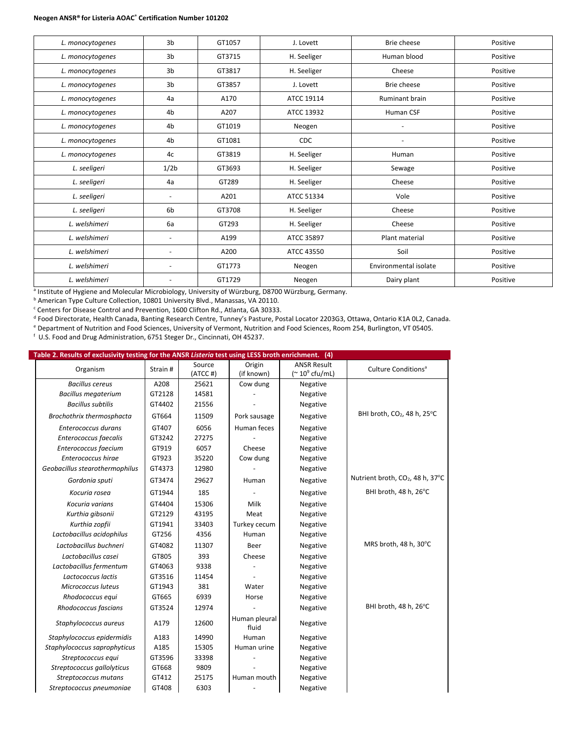| | | | | | |
|---|---|---|---|---|---|
| *L. monocytogenes* | 3b | GT1057 | J. Lovett | Brie cheese | Positive |
| *L. monocytogenes* | 3b | GT3715 | H. Seeliger | Human blood | Positive |
| *L. monocytogenes* | 3b | GT3817 | H. Seeliger | Cheese | Positive |
| *L. monocytogenes* | 3b | GT3857 | J. Lovett | Brie cheese | Positive |
| *L. monocytogenes* | 4a | A170 | ATCC 19114 | Ruminant brain | Positive |
| *L. monocytogenes* | 4b | A207 | ATCC 13932 | Human CSF | Positive |
| *L. monocytogenes* | 4b | GT1019 | Neogen | - | Positive |
| *L. monocytogenes* | 4b | GT1081 | CDC | - | Positive |
| *L. monocytogenes* | 4c | GT3819 | H. Seeliger | Human | Positive |
| *L. seeligeri* | 1/2b | GT3693 | H. Seeliger | Sewage | Positive |
| *L. seeligeri* | 4a | GT289 | H. Seeliger | Cheese | Positive |
| *L. seeligeri* | - | A201 | ATCC 51334 | Vole | Positive |
| *L. seeligeri* | 6b | GT3708 | H. Seeliger | Cheese | Positive |
| *L. welshimeri* | 6a | GT293 | H. Seeliger | Cheese | Positive |
| *L. welshimeri* | - | A199 | ATCC 35897 | Plant material | Positive |
| *L. welshimeri* | - | A200 | ATCC 43550 | Soil | Positive |
| *L. welshimeri* | - | GT1773 | Neogen | Environmental isolate | Positive |
| *L. welshimeri* | - | GT1729 | Neogen | Dairy plant | Positive |

[a] Institute of Hygiene and Molecular Microbiology, University of Würzburg, D8700 Würzburg, Germany.
[b] American Type Culture Collection, 10801 University Blvd., Manassas, VA 20110.
[c] Centers for Disease Control and Prevention, 1600 Clifton Rd., Atlanta, GA 30333.
[d] Food Directorate, Health Canada, Banting Research Centre, Tunney's Pasture, Postal Locator 2203G3, Ottawa, Ontario K1A 0L2, Canada.
[e] Department of Nutrition and Food Sciences, University of Vermont, Nutrition and Food Sciences, Room 254, Burlington, VT 05405.
[f] U.S. Food and Drug Administration, 6751 Steger Dr., Cincinnati, OH 45237.

**Table 2. Results of exclusivity testing for the ANSR *Listeria* test using LESS broth enrichment. (4)**

| Organism | Strain # | Source (ATCC #) | Origin (if known) | ANSR Result (~ $10^9$ cfu/mL) | Culture Conditions[a] |
|---|---|---|---|---|---|
| *Bacillus cereus* | A208 | 25621 | Cow dung | Negative | |
| *Bacillus megaterium* | GT2128 | 14581 | - | Negative | |
| *Bacillus subtilis* | GT4402 | 21556 | - | Negative | |
| *Brochothrix thermosphacta* | GT664 | 11509 | Pork sausage | Negative | BHI broth, $CO_2$, 48 h, 25°C |
| *Enterococcus durans* | GT407 | 6056 | Human feces | Negative | |
| *Enterococcus faecalis* | GT3242 | 27275 | - | Negative | |
| *Enterococcus faecium* | GT919 | 6057 | Cheese | Negative | |
| *Enterococcus hirae* | GT923 | 35220 | Cow dung | Negative | |
| *Geobacillus stearothermophilus* | GT4373 | 12980 | - | Negative | |
| *Gordonia sputi* | GT3474 | 29627 | Human | Negative | Nutrient broth, $CO_2$, 48 h, 37°C |
| *Kocuria rosea* | GT1944 | 185 | - | Negative | BHI broth, 48 h, 26°C |
| *Kocuria varians* | GT4404 | 15306 | Milk | Negative | |
| *Kurthia gibsonii* | GT2129 | 43195 | Meat | Negative | |
| *Kurthia zopfii* | GT1941 | 33403 | Turkey cecum | Negative | |
| *Lactobacillus acidophilus* | GT256 | 4356 | Human | Negative | |
| *Lactobacillus buchneri* | GT4082 | 11307 | Beer | Negative | MRS broth, 48 h, 30°C |
| *Lactobacillus casei* | GT805 | 393 | Cheese | Negative | |
| *Lactobacillus fermentum* | GT4063 | 9338 | - | Negative | |
| *Lactococcus lactis* | GT3516 | 11454 | - | Negative | |
| *Micrococcus luteus* | GT1943 | 381 | Water | Negative | |
| *Rhodococcus equi* | GT665 | 6939 | Horse | Negative | |
| *Rhodococcus fascians* | GT3524 | 12974 | - | Negative | BHI broth, 48 h, 26°C |
| *Staphylococcus aureus* | A179 | 12600 | Human pleural fluid | Negative | |
| *Staphylococcus epidermidis* | A183 | 14990 | Human | Negative | |
| *Staphylococcus saprophyticus* | A185 | 15305 | Human urine | Negative | |
| *Streptococcus equi* | GT3596 | 33398 | - | Negative | |
| *Streptococcus gallolyticus* | GT668 | 9809 | - | Negative | |
| *Streptococcus mutans* | GT412 | 25175 | Human mouth | Negative | |
| *Streptococcus pneumoniae* | GT408 | 6303 | - | Negative | |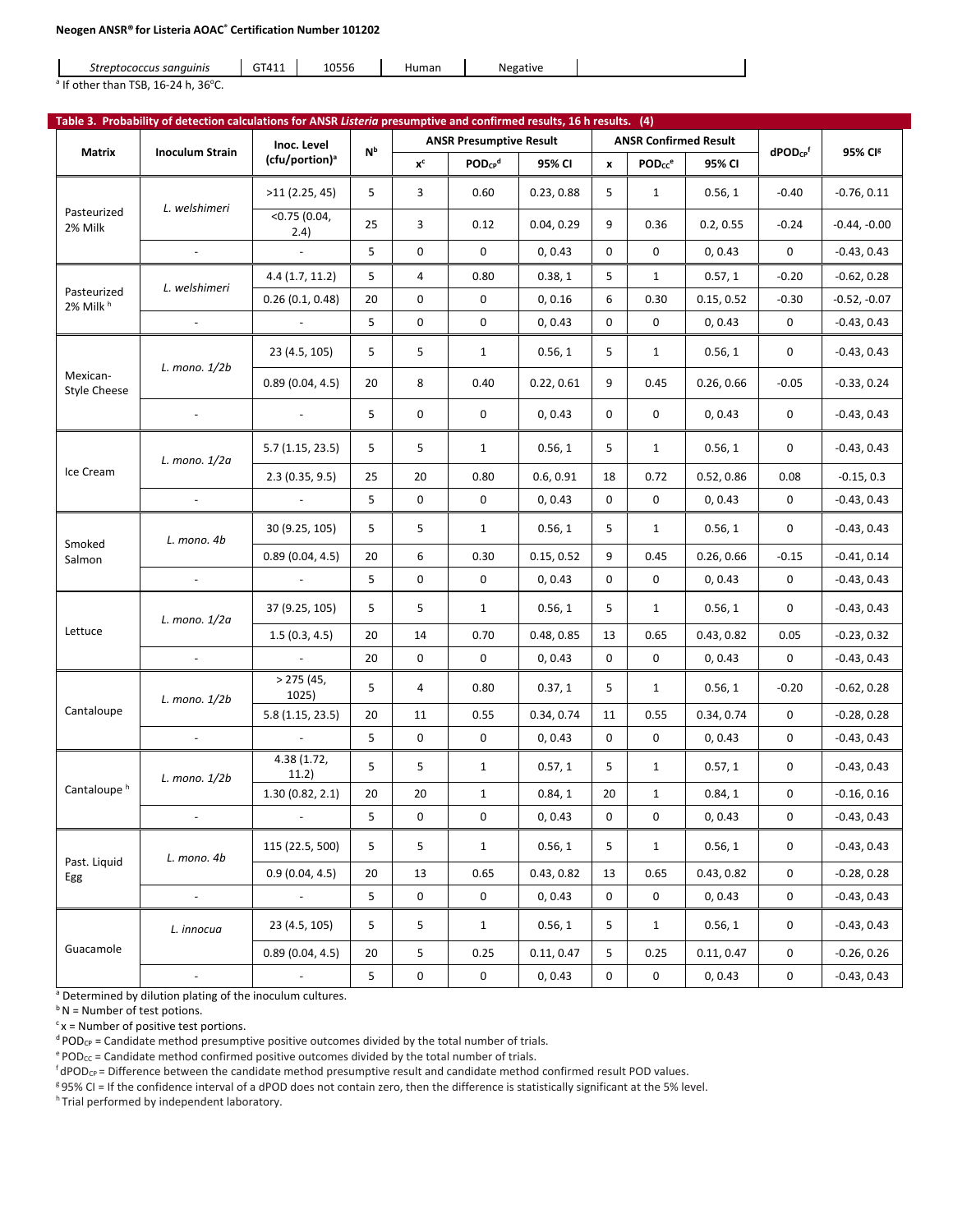| *Streptococcus sanguinis* | GT411 | 10556 | Human | Negative | |
|---|---|---|---|---|---|

[a] If other than TSB, 16-24 h, 36°C.

**Table 3. Probability of detection calculations for ANSR *Listeria* presumptive and confirmed results, 16 h results. (4)**

| Matrix | Inoculum Strain | Inoc. Level (cfu/portion)[a] | N[b] | ANSR Presumptive Result | | | ANSR Confirmed Result | | | dPOD$_{CP}$[f] | 95% CI[g] |
|---|---|---|---|---|---|---|---|---|---|---|---|
| | | | | x[c] | POD$_{CP}$[d] | 95% CI | x | POD$_{CC}$[e] | 95% CI | | |
| Pasteurized 2% Milk | *L. welshimeri* | >11 (2.25, 45) | 5 | 3 | 0.60 | 0.23, 0.88 | 5 | 1 | 0.56, 1 | -0.40 | -0.76, 0.11 |
| | | <0.75 (0.04, 2.4) | 25 | 3 | 0.12 | 0.04, 0.29 | 9 | 0.36 | 0.2, 0.55 | -0.24 | -0.44, -0.00 |
| | - | - | 5 | 0 | 0 | 0, 0.43 | 0 | 0 | 0, 0.43 | 0 | -0.43, 0.43 |
| Pasteurized 2% Milk [h] | *L. welshimeri* | 4.4 (1.7, 11.2) | 5 | 4 | 0.80 | 0.38, 1 | 5 | 1 | 0.57, 1 | -0.20 | -0.62, 0.28 |
| | | 0.26 (0.1, 0.48) | 20 | 0 | 0 | 0, 0.16 | 6 | 0.30 | 0.15, 0.52 | -0.30 | -0.52, -0.07 |
| | - | - | 5 | 0 | 0 | 0, 0.43 | 0 | 0 | 0, 0.43 | 0 | -0.43, 0.43 |
| Mexican-Style Cheese | *L. mono. 1/2b* | 23 (4.5, 105) | 5 | 5 | 1 | 0.56, 1 | 5 | 1 | 0.56, 1 | 0 | -0.43, 0.43 |
| | | 0.89 (0.04, 4.5) | 20 | 8 | 0.40 | 0.22, 0.61 | 9 | 0.45 | 0.26, 0.66 | -0.05 | -0.33, 0.24 |
| | - | - | 5 | 0 | 0 | 0, 0.43 | 0 | 0 | 0, 0.43 | 0 | -0.43, 0.43 |
| Ice Cream | *L. mono. 1/2a* | 5.7 (1.15, 23.5) | 5 | 5 | 1 | 0.56, 1 | 5 | 1 | 0.56, 1 | 0 | -0.43, 0.43 |
| | | 2.3 (0.35, 9.5) | 25 | 20 | 0.80 | 0.6, 0.91 | 18 | 0.72 | 0.52, 0.86 | 0.08 | -0.15, 0.3 |
| | - | - | 5 | 0 | 0 | 0, 0.43 | 0 | 0 | 0, 0.43 | 0 | -0.43, 0.43 |
| Smoked Salmon | *L. mono. 4b* | 30 (9.25, 105) | 5 | 5 | 1 | 0.56, 1 | 5 | 1 | 0.56, 1 | 0 | -0.43, 0.43 |
| | | 0.89 (0.04, 4.5) | 20 | 6 | 0.30 | 0.15, 0.52 | 9 | 0.45 | 0.26, 0.66 | -0.15 | -0.41, 0.14 |
| | - | - | 5 | 0 | 0 | 0, 0.43 | 0 | 0 | 0, 0.43 | 0 | -0.43, 0.43 |
| Lettuce | *L. mono. 1/2a* | 37 (9.25, 105) | 5 | 5 | 1 | 0.56, 1 | 5 | 1 | 0.56, 1 | 0 | -0.43, 0.43 |
| | | 1.5 (0.3, 4.5) | 20 | 14 | 0.70 | 0.48, 0.85 | 13 | 0.65 | 0.43, 0.82 | 0.05 | -0.23, 0.32 |
| | - | - | 20 | 0 | 0 | 0, 0.43 | 0 | 0 | 0, 0.43 | 0 | -0.43, 0.43 |
| Cantaloupe | *L. mono. 1/2b* | > 275 (45, 1025) | 5 | 4 | 0.80 | 0.37, 1 | 5 | 1 | 0.56, 1 | -0.20 | -0.62, 0.28 |
| | | 5.8 (1.15, 23.5) | 20 | 11 | 0.55 | 0.34, 0.74 | 11 | 0.55 | 0.34, 0.74 | 0 | -0.28, 0.28 |
| | - | - | 5 | 0 | 0 | 0, 0.43 | 0 | 0 | 0, 0.43 | 0 | -0.43, 0.43 |
| Cantaloupe [h] | *L. mono. 1/2b* | 4.38 (1.72, 11.2) | 5 | 5 | 1 | 0.57, 1 | 5 | 1 | 0.57, 1 | 0 | -0.43, 0.43 |
| | | 1.30 (0.82, 2.1) | 20 | 20 | 1 | 0.84, 1 | 20 | 1 | 0.84, 1 | 0 | -0.16, 0.16 |
| | - | - | 5 | 0 | 0 | 0, 0.43 | 0 | 0 | 0, 0.43 | 0 | -0.43, 0.43 |
| Past. Liquid Egg | *L. mono. 4b* | 115 (22.5, 500) | 5 | 5 | 1 | 0.56, 1 | 5 | 1 | 0.56, 1 | 0 | -0.43, 0.43 |
| | | 0.9 (0.04, 4.5) | 20 | 13 | 0.65 | 0.43, 0.82 | 13 | 0.65 | 0.43, 0.82 | 0 | -0.28, 0.28 |
| | - | - | 5 | 0 | 0 | 0, 0.43 | 0 | 0 | 0, 0.43 | 0 | -0.43, 0.43 |
| Guacamole | *L. innocua* | 23 (4.5, 105) | 5 | 5 | 1 | 0.56, 1 | 5 | 1 | 0.56, 1 | 0 | -0.43, 0.43 |
| | | 0.89 (0.04, 4.5) | 20 | 5 | 0.25 | 0.11, 0.47 | 5 | 0.25 | 0.11, 0.47 | 0 | -0.26, 0.26 |
| | - | - | 5 | 0 | 0 | 0, 0.43 | 0 | 0 | 0, 0.43 | 0 | -0.43, 0.43 |

[a] Determined by dilution plating of the inoculum cultures.
[b] N = Number of test potions.
[c] x = Number of positive test portions.
[d] POD$_{CP}$ = Candidate method presumptive positive outcomes divided by the total number of trials.
[e] POD$_{CC}$ = Candidate method confirmed positive outcomes divided by the total number of trials.
[f] dPOD$_{CP}$ = Difference between the candidate method presumptive result and candidate method confirmed result POD values.
[g] 95% CI = If the confidence interval of a dPOD does not contain zero, then the difference is statistically significant at the 5% level.
[h] Trial performed by independent laboratory.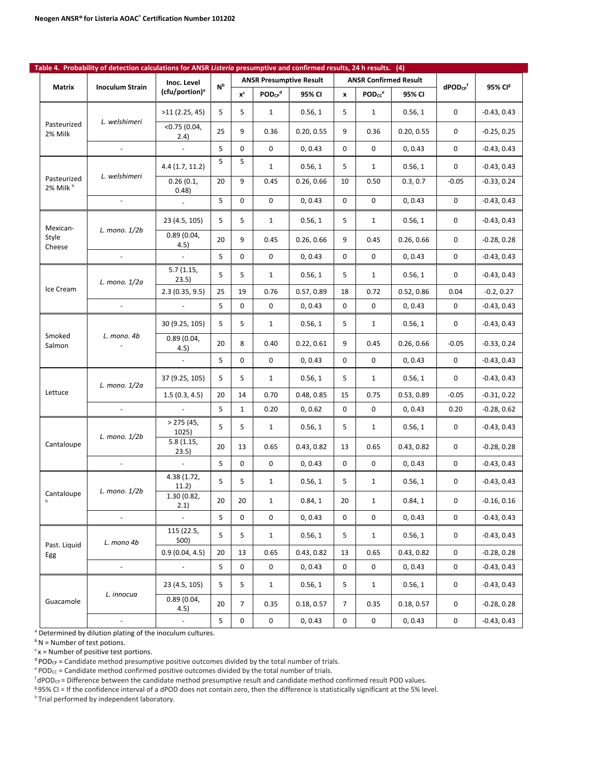**Table 4. Probability of detection calculations for ANSR *Listeria* presumptive and confirmed results, 24 h results. (4)**

| Matrix | Inoculum Strain | Inoc. Level (cfu/portion)[a] | N[b] | ANSR Presumptive Result | | | ANSR Confirmed Result | | | $dPOD_{CP}$[f] | 95% CI[g] |
|---|---|---|---|---|---|---|---|---|---|---|---|
| | | | | x[c] | $POD_{CP}$[d] | 95% CI | x | $POD_{CC}$[e] | 95% CI | | |
| Pasteurized 2% Milk | *L. welshimeri* | >11 (2.25, 45) | 5 | 5 | 1 | 0.56, 1 | 5 | 1 | 0.56, 1 | 0 | -0.43, 0.43 |
| | | <0.75 (0.04, 2.4) | 25 | 9 | 0.36 | 0.20, 0.55 | 9 | 0.36 | 0.20, 0.55 | 0 | -0.25, 0.25 |
| | - | - | 5 | 0 | 0 | 0, 0.43 | 0 | 0 | 0, 0.43 | 0 | -0.43, 0.43 |
| Pasteurized 2% Milk [h] | *L. welshimeri* | 4.4 (1.7, 11.2) | 5 | 5 | 1 | 0.56, 1 | 5 | 1 | 0.56, 1 | 0 | -0.43, 0.43 |
| | | 0.26 (0.1, 0.48) | 20 | 9 | 0.45 | 0.26, 0.66 | 10 | 0.50 | 0.3, 0.7 | -0.05 | -0.33, 0.24 |
| | - | - | 5 | 0 | 0 | 0, 0.43 | 0 | 0 | 0, 0.43 | 0 | -0.43, 0.43 |
| Mexican-Style Cheese | *L. mono. 1/2b* | 23 (4.5, 105) | 5 | 5 | 1 | 0.56, 1 | 5 | 1 | 0.56, 1 | 0 | -0.43, 0.43 |
| | | 0.89 (0.04, 4.5) | 20 | 9 | 0.45 | 0.26, 0.66 | 9 | 0.45 | 0.26, 0.66 | 0 | -0.28, 0.28 |
| | - | - | 5 | 0 | 0 | 0, 0.43 | 0 | 0 | 0, 0.43 | 0 | -0.43, 0.43 |
| Ice Cream | *L. mono. 1/2a* | 5.7 (1.15, 23.5) | 5 | 5 | 1 | 0.56, 1 | 5 | 1 | 0.56, 1 | 0 | -0.43, 0.43 |
| | | 2.3 (0.35, 9.5) | 25 | 19 | 0.76 | 0.57, 0.89 | 18 | 0.72 | 0.52, 0.86 | 0.04 | -0.2, 0.27 |
| | - | - | 5 | 0 | 0 | 0, 0.43 | 0 | 0 | 0, 0.43 | 0 | -0.43, 0.43 |
| Smoked Salmon | *L. mono. 4b* | 30 (9.25, 105) | 5 | 5 | 1 | 0.56, 1 | 5 | 1 | 0.56, 1 | 0 | -0.43, 0.43 |
| | - | 0.89 (0.04, 4.5) | 20 | 8 | 0.40 | 0.22, 0.61 | 9 | 0.45 | 0.26, 0.66 | -0.05 | -0.33, 0.24 |
| | | - | 5 | 0 | 0 | 0, 0.43 | 0 | 0 | 0, 0.43 | 0 | -0.43, 0.43 |
| Lettuce | *L. mono. 1/2a* | 37 (9.25, 105) | 5 | 5 | 1 | 0.56, 1 | 5 | 1 | 0.56, 1 | 0 | -0.43, 0.43 |
| | | 1.5 (0.3, 4.5) | 20 | 14 | 0.70 | 0.48, 0.85 | 15 | 0.75 | 0.53, 0.89 | -0.05 | -0.31, 0.22 |
| | - | - | 5 | 1 | 0.20 | 0, 0.62 | 0 | 0 | 0, 0.43 | 0.20 | -0.28, 0.62 |
| Cantaloupe | *L. mono. 1/2b* | > 275 (45, 1025) | 5 | 5 | 1 | 0.56, 1 | 5 | 1 | 0.56, 1 | 0 | -0.43, 0.43 |
| | | 5.8 (1.15, 23.5) | 20 | 13 | 0.65 | 0.43, 0.82 | 13 | 0.65 | 0.43, 0.82 | 0 | -0.28, 0.28 |
| | - | - | 5 | 0 | 0 | 0, 0.43 | 0 | 0 | 0, 0.43 | 0 | -0.43, 0.43 |
| Cantaloupe [h] | *L. mono. 1/2b* | 4.38 (1.72, 11.2) | 5 | 5 | 1 | 0.56, 1 | 5 | 1 | 0.56, 1 | 0 | -0.43, 0.43 |
| | | 1.30 (0.82, 2.1) | 20 | 20 | 1 | 0.84, 1 | 20 | 1 | 0.84, 1 | 0 | -0.16, 0.16 |
| | - | - | 5 | 0 | 0 | 0, 0.43 | 0 | 0 | 0, 0.43 | 0 | -0.43, 0.43 |
| Past. Liquid Egg | *L. mono 4b* | 115 (22.5, 500) | 5 | 5 | 1 | 0.56, 1 | 5 | 1 | 0.56, 1 | 0 | -0.43, 0.43 |
| | | 0.9 (0.04, 4.5) | 20 | 13 | 0.65 | 0.43, 0.82 | 13 | 0.65 | 0.43, 0.82 | 0 | -0.28, 0.28 |
| | - | - | 5 | 0 | 0 | 0, 0.43 | 0 | 0 | 0, 0.43 | 0 | -0.43, 0.43 |
| Guacamole | *L. innocua* | 23 (4.5, 105) | 5 | 5 | 1 | 0.56, 1 | 5 | 1 | 0.56, 1 | 0 | -0.43, 0.43 |
| | | 0.89 (0.04, 4.5) | 20 | 7 | 0.35 | 0.18, 0.57 | 7 | 0.35 | 0.18, 0.57 | 0 | -0.28, 0.28 |
| | - | - | 5 | 0 | 0 | 0, 0.43 | 0 | 0 | 0, 0.43 | 0 | -0.43, 0.43 |

[a] Determined by dilution plating of the inoculum cultures.
[b] N = Number of test potions.
[c] x = Number of positive test portions.
[d] $POD_{CP}$ = Candidate method presumptive positive outcomes divided by the total number of trials.
[e] $POD_{CC}$ = Candidate method confirmed positive outcomes divided by the total number of trials.
[f] $dPOD_{CP}$ = Difference between the candidate method presumptive result and candidate method confirmed result POD values.
[g] 95% CI = If the confidence interval of a dPOD does not contain zero, then the difference is statistically significant at the 5% level.
[h] Trial performed by independent laboratory.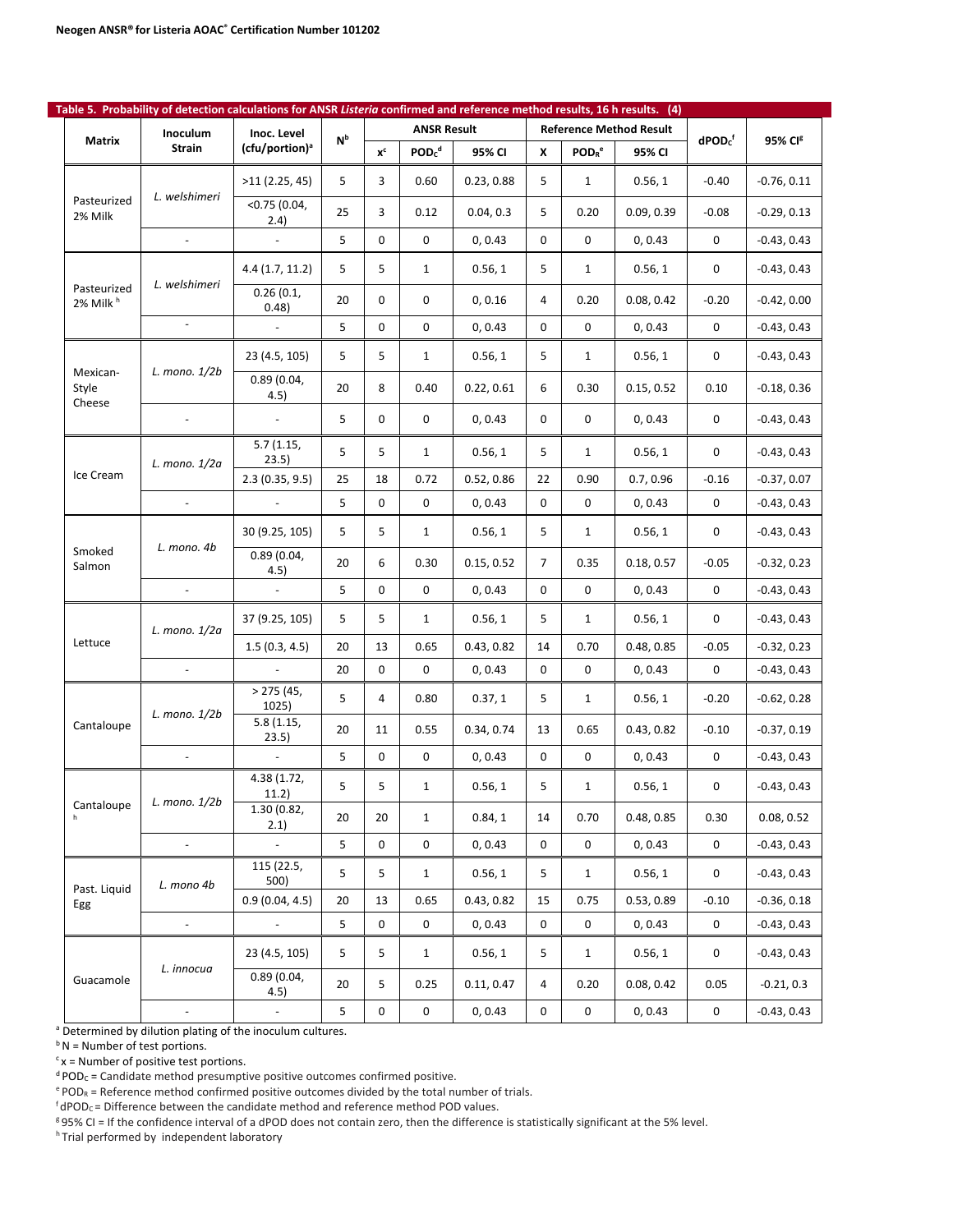**Table 5. Probability of detection calculations for ANSR *Listeria* confirmed and reference method results, 16 h results. (4)**

| Matrix | Inoculum Strain | Inoc. Level (cfu/portion)[a] | N[b] | ANSR Result | | | Reference Method Result | | | dPOD$_C$[f] | 95% CI[g] |
|---|---|---|---|---|---|---|---|---|---|---|---|
| | | | | x[c] | POD$_C$[d] | 95% CI | X | POD$_R$[e] | 95% CI | | |
| Pasteurized 2% Milk | *L. welshimeri* | >11 (2.25, 45) | 5 | 3 | 0.60 | 0.23, 0.88 | 5 | 1 | 0.56, 1 | -0.40 | -0.76, 0.11 |
| | | <0.75 (0.04, 2.4) | 25 | 3 | 0.12 | 0.04, 0.3 | 5 | 0.20 | 0.09, 0.39 | -0.08 | -0.29, 0.13 |
| | - | - | 5 | 0 | 0 | 0, 0.43 | 0 | 0 | 0, 0.43 | 0 | -0.43, 0.43 |
| Pasteurized 2% Milk [h] | *L. welshimeri* | 4.4 (1.7, 11.2) | 5 | 5 | 1 | 0.56, 1 | 5 | 1 | 0.56, 1 | 0 | -0.43, 0.43 |
| | | 0.26 (0.1, 0.48) | 20 | 0 | 0 | 0, 0.16 | 4 | 0.20 | 0.08, 0.42 | -0.20 | -0.42, 0.00 |
| | - | - | 5 | 0 | 0 | 0, 0.43 | 0 | 0 | 0, 0.43 | 0 | -0.43, 0.43 |
| Mexican-Style Cheese | *L. mono. 1/2b* | 23 (4.5, 105) | 5 | 5 | 1 | 0.56, 1 | 5 | 1 | 0.56, 1 | 0 | -0.43, 0.43 |
| | | 0.89 (0.04, 4.5) | 20 | 8 | 0.40 | 0.22, 0.61 | 6 | 0.30 | 0.15, 0.52 | 0.10 | -0.18, 0.36 |
| | - | - | 5 | 0 | 0 | 0, 0.43 | 0 | 0 | 0, 0.43 | 0 | -0.43, 0.43 |
| Ice Cream | *L. mono. 1/2a* | 5.7 (1.15, 23.5) | 5 | 5 | 1 | 0.56, 1 | 5 | 1 | 0.56, 1 | 0 | -0.43, 0.43 |
| | | 2.3 (0.35, 9.5) | 25 | 18 | 0.72 | 0.52, 0.86 | 22 | 0.90 | 0.7, 0.96 | -0.16 | -0.37, 0.07 |
| | - | - | 5 | 0 | 0 | 0, 0.43 | 0 | 0 | 0, 0.43 | 0 | -0.43, 0.43 |
| Smoked Salmon | *L. mono. 4b* | 30 (9.25, 105) | 5 | 5 | 1 | 0.56, 1 | 5 | 1 | 0.56, 1 | 0 | -0.43, 0.43 |
| | | 0.89 (0.04, 4.5) | 20 | 6 | 0.30 | 0.15, 0.52 | 7 | 0.35 | 0.18, 0.57 | -0.05 | -0.32, 0.23 |
| | - | - | 5 | 0 | 0 | 0, 0.43 | 0 | 0 | 0, 0.43 | 0 | -0.43, 0.43 |
| Lettuce | *L. mono. 1/2a* | 37 (9.25, 105) | 5 | 5 | 1 | 0.56, 1 | 5 | 1 | 0.56, 1 | 0 | -0.43, 0.43 |
| | | 1.5 (0.3, 4.5) | 20 | 13 | 0.65 | 0.43, 0.82 | 14 | 0.70 | 0.48, 0.85 | -0.05 | -0.32, 0.23 |
| | - | - | 20 | 0 | 0 | 0, 0.43 | 0 | 0 | 0, 0.43 | 0 | -0.43, 0.43 |
| Cantaloupe | *L. mono. 1/2b* | > 275 (45, 1025) | 5 | 4 | 0.80 | 0.37, 1 | 5 | 1 | 0.56, 1 | -0.20 | -0.62, 0.28 |
| | | 5.8 (1.15, 23.5) | 20 | 11 | 0.55 | 0.34, 0.74 | 13 | 0.65 | 0.43, 0.82 | -0.10 | -0.37, 0.19 |
| | - | - | 5 | 0 | 0 | 0, 0.43 | 0 | 0 | 0, 0.43 | 0 | -0.43, 0.43 |
| Cantaloupe [h] | *L. mono. 1/2b* | 4.38 (1.72, 11.2) | 5 | 5 | 1 | 0.56, 1 | 5 | 1 | 0.56, 1 | 0 | -0.43, 0.43 |
| | | 1.30 (0.82, 2.1) | 20 | 20 | 1 | 0.84, 1 | 14 | 0.70 | 0.48, 0.85 | 0.30 | 0.08, 0.52 |
| | - | - | 5 | 0 | 0 | 0, 0.43 | 0 | 0 | 0, 0.43 | 0 | -0.43, 0.43 |
| Past. Liquid Egg | *L mono 4b* | 115 (22.5, 500) | 5 | 5 | 1 | 0.56, 1 | 5 | 1 | 0.56, 1 | 0 | -0.43, 0.43 |
| | | 0.9 (0.04, 4.5) | 20 | 13 | 0.65 | 0.43, 0.82 | 15 | 0.75 | 0.53, 0.89 | -0.10 | -0.36, 0.18 |
| | - | - | 5 | 0 | 0 | 0, 0.43 | 0 | 0 | 0, 0.43 | 0 | -0.43, 0.43 |
| Guacamole | *L. innocua* | 23 (4.5, 105) | 5 | 5 | 1 | 0.56, 1 | 5 | 1 | 0.56, 1 | 0 | -0.43, 0.43 |
| | | 0.89 (0.04, 4.5) | 20 | 5 | 0.25 | 0.11, 0.47 | 4 | 0.20 | 0.08, 0.42 | 0.05 | -0.21, 0.3 |
| | - | - | 5 | 0 | 0 | 0, 0.43 | 0 | 0 | 0, 0.43 | 0 | -0.43, 0.43 |

[a] Determined by dilution plating of the inoculum cultures.
[b] N = Number of test portions.
[c] x = Number of positive test portions.
[d] POD$_C$ = Candidate method presumptive positive outcomes confirmed positive.
[e] POD$_R$ = Reference method confirmed positive outcomes divided by the total number of trials.
[f] dPOD$_C$ = Difference between the candidate method and reference method POD values.
[g] 95% CI = If the confidence interval of a dPOD does not contain zero, then the difference is statistically significant at the 5% level.
[h] Trial performed by independent laboratory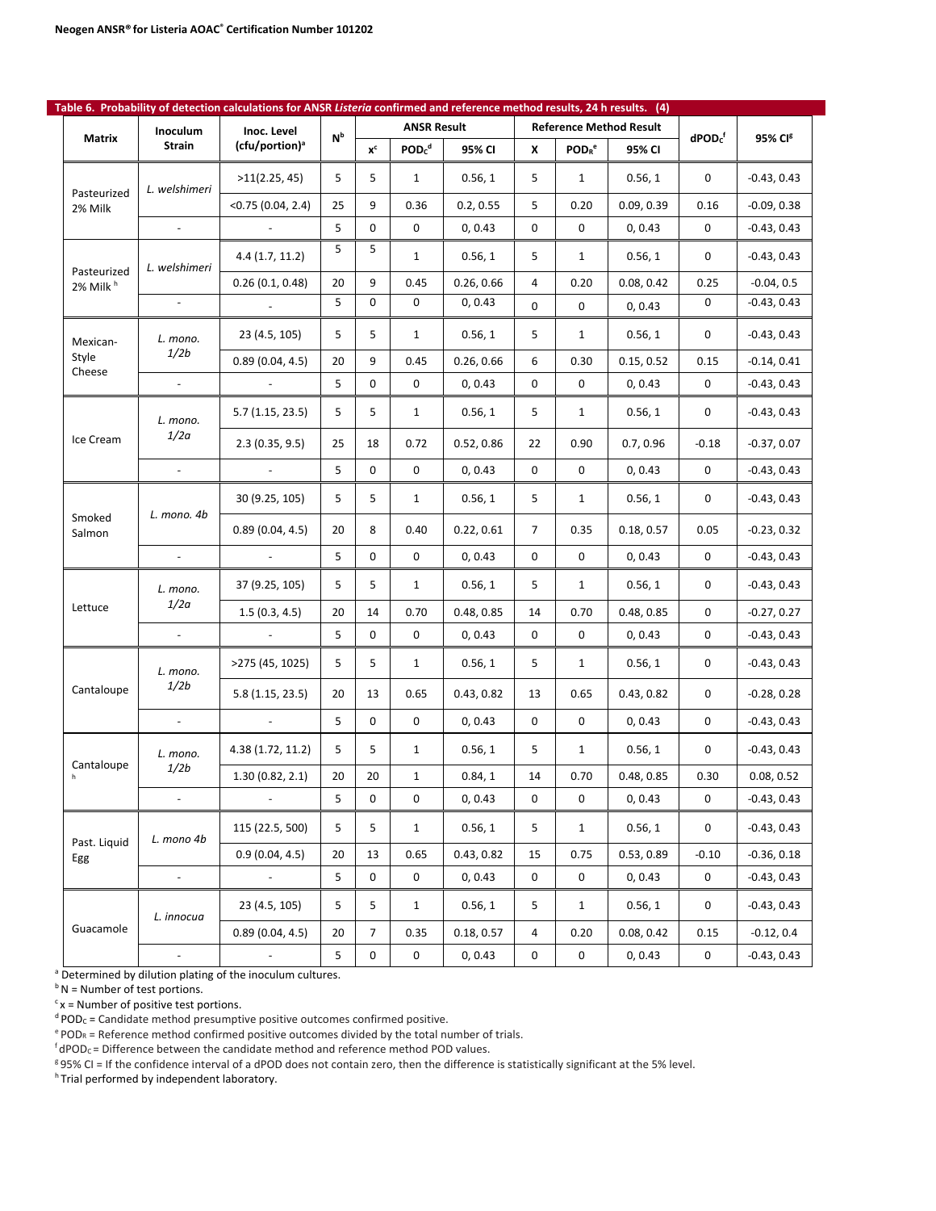Table 6. Probability of detection calculations for ANSR *Listeria* confirmed and reference method results, 24 h results. (4)

| Matrix | Inoculum Strain | Inoc. Level (cfu/portion)[a] | N[b] | ANSR Result | | | Reference Method Result | | | dPOD$_C$[f] | 95% CI[g] |
|---|---|---|---|---|---|---|---|---|---|---|---|
| | | | | x[c] | POD$_C$[d] | 95% CI | X | POD$_R$[e] | 95% CI | | |
| Pasteurized 2% Milk | *L. welshimeri* | >11(2.25, 45) | 5 | 5 | 1 | 0.56, 1 | 5 | 1 | 0.56, 1 | 0 | -0.43, 0.43 |
| | | <0.75 (0.04, 2.4) | 25 | 9 | 0.36 | 0.2, 0.55 | 5 | 0.20 | 0.09, 0.39 | 0.16 | -0.09, 0.38 |
| | - | - | 5 | 0 | 0 | 0, 0.43 | 0 | 0 | 0, 0.43 | 0 | -0.43, 0.43 |
| Pasteurized 2% Milk [h] | *L. welshimeri* | 4.4 (1.7, 11.2) | 5 | 5 | 1 | 0.56, 1 | 5 | 1 | 0.56, 1 | 0 | -0.43, 0.43 |
| | | 0.26 (0.1, 0.48) | 20 | 9 | 0.45 | 0.26, 0.66 | 4 | 0.20 | 0.08, 0.42 | 0.25 | -0.04, 0.5 |
| | - | - | 5 | 0 | 0 | 0, 0.43 | 0 | 0 | 0, 0.43 | 0 | -0.43, 0.43 |
| Mexican-Style Cheese | *L. mono. 1/2b* | 23 (4.5, 105) | 5 | 5 | 1 | 0.56, 1 | 5 | 1 | 0.56, 1 | 0 | -0.43, 0.43 |
| | | 0.89 (0.04, 4.5) | 20 | 9 | 0.45 | 0.26, 0.66 | 6 | 0.30 | 0.15, 0.52 | 0.15 | -0.14, 0.41 |
| | - | - | 5 | 0 | 0 | 0, 0.43 | 0 | 0 | 0, 0.43 | 0 | -0.43, 0.43 |
| Ice Cream | *L. mono. 1/2a* | 5.7 (1.15, 23.5) | 5 | 5 | 1 | 0.56, 1 | 5 | 1 | 0.56, 1 | 0 | -0.43, 0.43 |
| | | 2.3 (0.35, 9.5) | 25 | 18 | 0.72 | 0.52, 0.86 | 22 | 0.90 | 0.7, 0.96 | -0.18 | -0.37, 0.07 |
| | - | - | 5 | 0 | 0 | 0, 0.43 | 0 | 0 | 0, 0.43 | 0 | -0.43, 0.43 |
| Smoked Salmon | *L. mono. 4b* | 30 (9.25, 105) | 5 | 5 | 1 | 0.56, 1 | 5 | 1 | 0.56, 1 | 0 | -0.43, 0.43 |
| | | 0.89 (0.04, 4.5) | 20 | 8 | 0.40 | 0.22, 0.61 | 7 | 0.35 | 0.18, 0.57 | 0.05 | -0.23, 0.32 |
| | - | - | 5 | 0 | 0 | 0, 0.43 | 0 | 0 | 0, 0.43 | 0 | -0.43, 0.43 |
| Lettuce | *L. mono. 1/2a* | 37 (9.25, 105) | 5 | 5 | 1 | 0.56, 1 | 5 | 1 | 0.56, 1 | 0 | -0.43, 0.43 |
| | | 1.5 (0.3, 4.5) | 20 | 14 | 0.70 | 0.48, 0.85 | 14 | 0.70 | 0.48, 0.85 | 0 | -0.27, 0.27 |
| | - | - | 5 | 0 | 0 | 0, 0.43 | 0 | 0 | 0, 0.43 | 0 | -0.43, 0.43 |
| Cantaloupe | *L. mono. 1/2b* | >275 (45, 1025) | 5 | 5 | 1 | 0.56, 1 | 5 | 1 | 0.56, 1 | 0 | -0.43, 0.43 |
| | | 5.8 (1.15, 23.5) | 20 | 13 | 0.65 | 0.43, 0.82 | 13 | 0.65 | 0.43, 0.82 | 0 | -0.28, 0.28 |
| | - | - | 5 | 0 | 0 | 0, 0.43 | 0 | 0 | 0, 0.43 | 0 | -0.43, 0.43 |
| Cantaloupe [h] | *L. mono. 1/2b* | 4.38 (1.72, 11.2) | 5 | 5 | 1 | 0.56, 1 | 5 | 1 | 0.56, 1 | 0 | -0.43, 0.43 |
| | | 1.30 (0.82, 2.1) | 20 | 20 | 1 | 0.84, 1 | 14 | 0.70 | 0.48, 0.85 | 0.30 | 0.08, 0.52 |
| | - | - | 5 | 0 | 0 | 0, 0.43 | 0 | 0 | 0, 0.43 | 0 | -0.43, 0.43 |
| Past. Liquid Egg | *L. mono 4b* | 115 (22.5, 500) | 5 | 5 | 1 | 0.56, 1 | 5 | 1 | 0.56, 1 | 0 | -0.43, 0.43 |
| | | 0.9 (0.04, 4.5) | 20 | 13 | 0.65 | 0.43, 0.82 | 15 | 0.75 | 0.53, 0.89 | -0.10 | -0.36, 0.18 |
| | - | - | 5 | 0 | 0 | 0, 0.43 | 0 | 0 | 0, 0.43 | 0 | -0.43, 0.43 |
| Guacamole | *L. innocua* | 23 (4.5, 105) | 5 | 5 | 1 | 0.56, 1 | 5 | 1 | 0.56, 1 | 0 | -0.43, 0.43 |
| | | 0.89 (0.04, 4.5) | 20 | 7 | 0.35 | 0.18, 0.57 | 4 | 0.20 | 0.08, 0.42 | 0.15 | -0.12, 0.4 |
| | - | - | 5 | 0 | 0 | 0, 0.43 | 0 | 0 | 0, 0.43 | 0 | -0.43, 0.43 |

[a] Determined by dilution plating of the inoculum cultures.
[b] N = Number of test portions.
[c] x = Number of positive test portions.
[d] POD$_C$ = Candidate method presumptive positive outcomes confirmed positive.
[e] POD$_R$ = Reference method confirmed positive outcomes divided by the total number of trials.
[f] dPOD$_C$ = Difference between the candidate method and reference method POD values.
[g] 95% CI = If the confidence interval of a dPOD does not contain zero, then the difference is statistically significant at the 5% level.
[h] Trial performed by independent laboratory.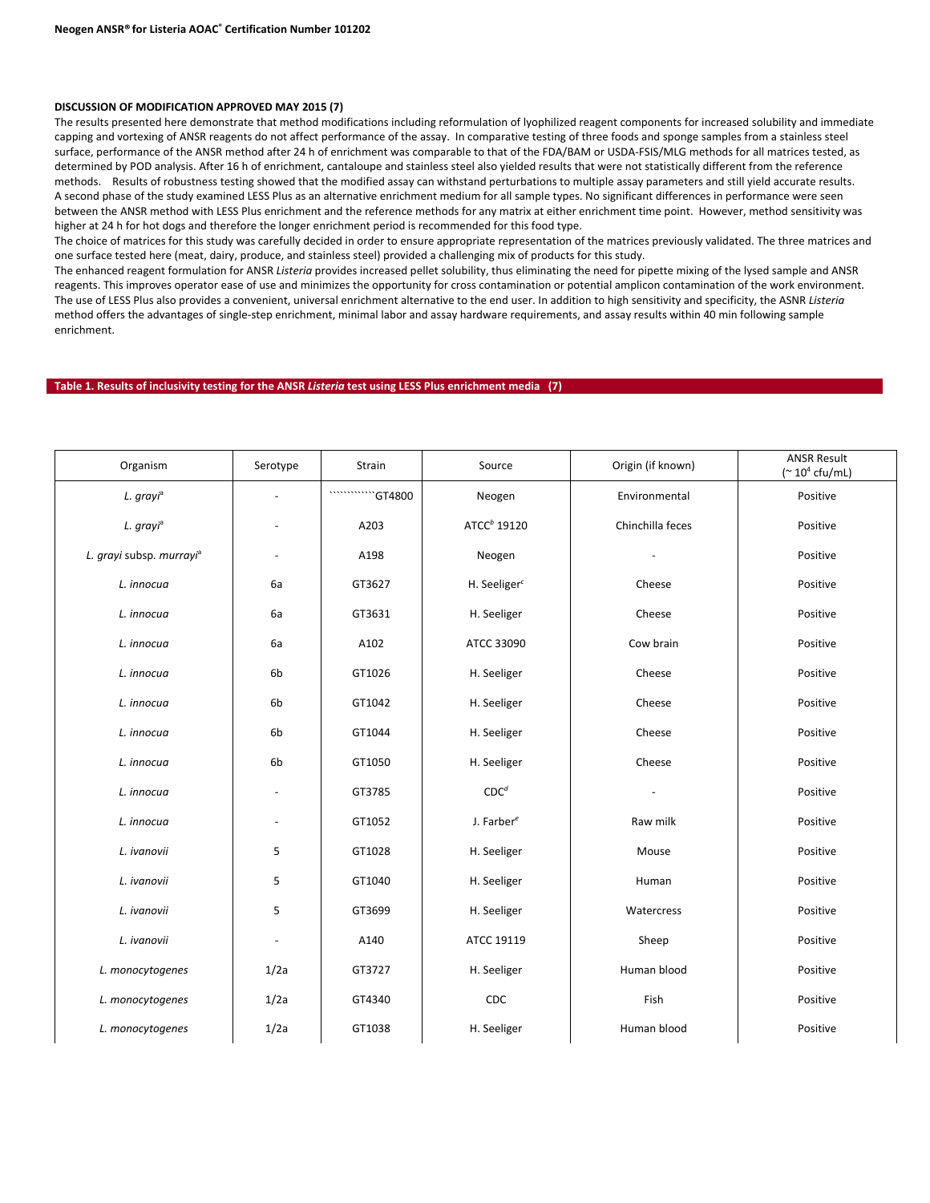### DISCUSSION OF MODIFICATION APPROVED MAY 2015 (7)

The results presented here demonstrate that method modifications including reformulation of lyophilized reagent components for increased solubility and immediate capping and vortexing of ANSR reagents do not affect performance of the assay. In comparative testing of three foods and sponge samples from a stainless steel surface, performance of the ANSR method after 24 h of enrichment was comparable to that of the FDA/BAM or USDA-FSIS/MLG methods for all matrices tested, as determined by POD analysis. After 16 h of enrichment, cantaloupe and stainless steel also yielded results that were not statistically different from the reference methods. Results of robustness testing showed that the modified assay can withstand perturbations to multiple assay parameters and still yield accurate results. A second phase of the study examined LESS Plus as an alternative enrichment medium for all sample types. No significant differences in performance were seen between the ANSR method with LESS Plus enrichment and the reference methods for any matrix at either enrichment time point. However, method sensitivity was higher at 24 h for hot dogs and therefore the longer enrichment period is recommended for this food type.

The choice of matrices for this study was carefully decided in order to ensure appropriate representation of the matrices previously validated. The three matrices and one surface tested here (meat, dairy, produce, and stainless steel) provided a challenging mix of products for this study.

The enhanced reagent formulation for ANSR *Listeria* provides increased pellet solubility, thus eliminating the need for pipette mixing of the lysed sample and ANSR reagents. This improves operator ease of use and minimizes the opportunity for cross contamination or potential amplicon contamination of the work environment. The use of LESS Plus also provides a convenient, universal enrichment alternative to the end user. In addition to high sensitivity and specificity, the ASNR *Listeria* method offers the advantages of single-step enrichment, minimal labor and assay hardware requirements, and assay results within 40 min following sample enrichment.

**Table 1. Results of inclusivity testing for the ANSR *Listeria* test using LESS Plus enrichment media (7)**

| Organism | Serotype | Strain | Source | Origin (if known) | ANSR Result (~ $10^4$ cfu/mL) |
|---|---|---|---|---|---|
| *L. grayi*[a] | - | ````````````GT4800 | Neogen | Environmental | Positive |
| *L. grayi*[a] | - | A203 | ATCC[b] 19120 | Chinchilla feces | Positive |
| *L. grayi* subsp. *murrayi*[a] | - | A198 | Neogen | - | Positive |
| *L. innocua* | 6a | GT3627 | H. Seeliger[c] | Cheese | Positive |
| *L. innocua* | 6a | GT3631 | H. Seeliger | Cheese | Positive |
| *L. innocua* | 6a | A102 | ATCC 33090 | Cow brain | Positive |
| *L. innocua* | 6b | GT1026 | H. Seeliger | Cheese | Positive |
| *L. innocua* | 6b | GT1042 | H. Seeliger | Cheese | Positive |
| *L. innocua* | 6b | GT1044 | H. Seeliger | Cheese | Positive |
| *L. innocua* | 6b | GT1050 | H. Seeliger | Cheese | Positive |
| *L. innocua* | - | GT3785 | CDC[d] | - | Positive |
| *L. innocua* | - | GT1052 | J. Farber[e] | Raw milk | Positive |
| *L. ivanovii* | 5 | GT1028 | H. Seeliger | Mouse | Positive |
| *L. ivanovii* | 5 | GT1040 | H. Seeliger | Human | Positive |
| *L. ivanovii* | 5 | GT3699 | H. Seeliger | Watercress | Positive |
| *L. ivanovii* | - | A140 | ATCC 19119 | Sheep | Positive |
| *L. monocytogenes* | 1/2a | GT3727 | H. Seeliger | Human blood | Positive |
| *L. monocytogenes* | 1/2a | GT4340 | CDC | Fish | Positive |
| *L. monocytogenes* | 1/2a | GT1038 | H. Seeliger | Human blood | Positive |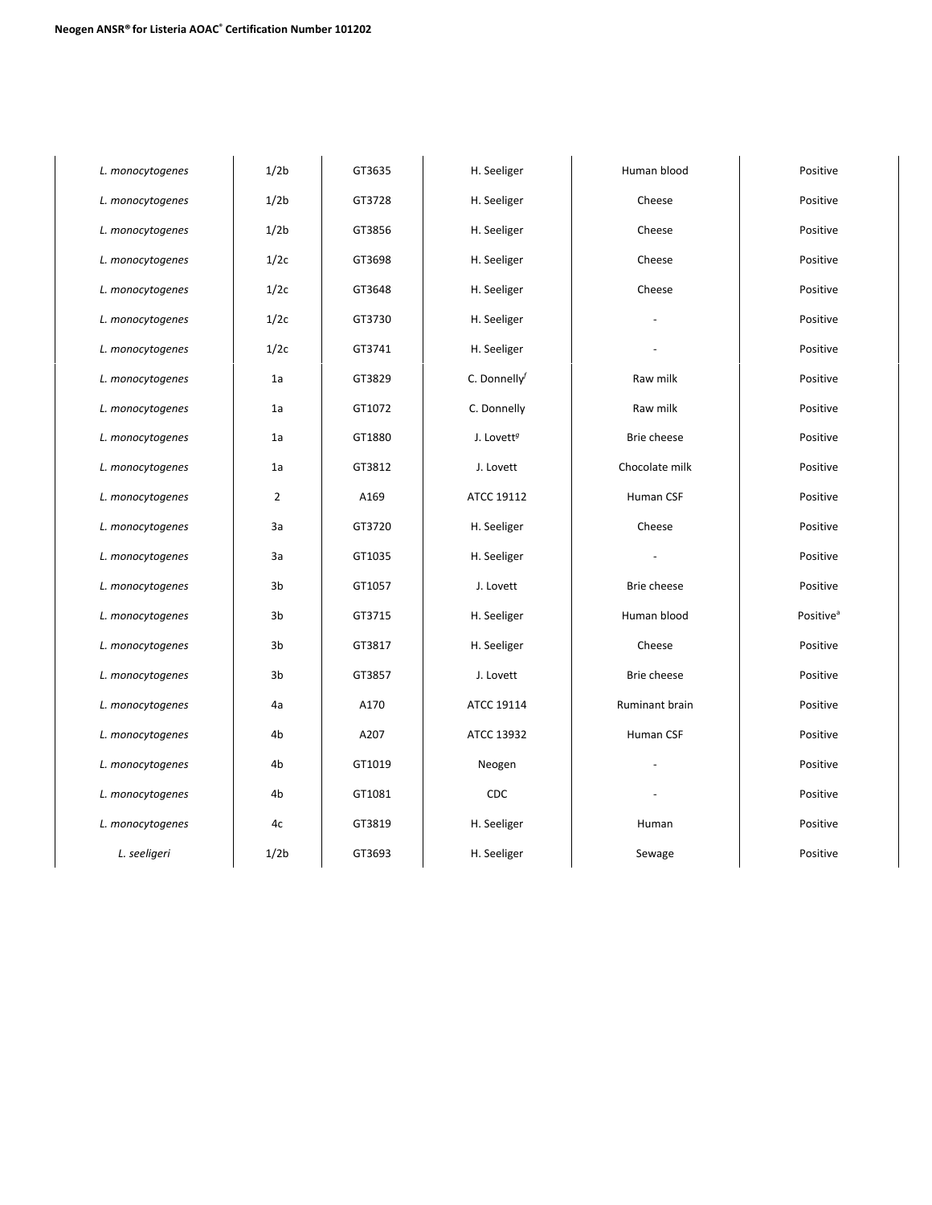| | | | | | |
|---|---|---|---|---|---|
| *L. monocytogenes* | 1/2b | GT3635 | H. Seeliger | Human blood | Positive |
| *L. monocytogenes* | 1/2b | GT3728 | H. Seeliger | Cheese | Positive |
| *L. monocytogenes* | 1/2b | GT3856 | H. Seeliger | Cheese | Positive |
| *L. monocytogenes* | 1/2c | GT3698 | H. Seeliger | Cheese | Positive |
| *L. monocytogenes* | 1/2c | GT3648 | H. Seeliger | Cheese | Positive |
| *L. monocytogenes* | 1/2c | GT3730 | H. Seeliger | - | Positive |
| *L. monocytogenes* | 1/2c | GT3741 | H. Seeliger | - | Positive |
| *L. monocytogenes* | 1a | GT3829 | C. Donnelly[f] | Raw milk | Positive |
| *L. monocytogenes* | 1a | GT1072 | C. Donnelly | Raw milk | Positive |
| *L. monocytogenes* | 1a | GT1880 | J. Lovett[g] | Brie cheese | Positive |
| *L. monocytogenes* | 1a | GT3812 | J. Lovett | Chocolate milk | Positive |
| *L. monocytogenes* | 2 | A169 | ATCC 19112 | Human CSF | Positive |
| *L. monocytogenes* | 3a | GT3720 | H. Seeliger | Cheese | Positive |
| *L. monocytogenes* | 3a | GT1035 | H. Seeliger | - | Positive |
| *L. monocytogenes* | 3b | GT1057 | J. Lovett | Brie cheese | Positive |
| *L. monocytogenes* | 3b | GT3715 | H. Seeliger | Human blood | Positive[a] |
| *L. monocytogenes* | 3b | GT3817 | H. Seeliger | Cheese | Positive |
| *L. monocytogenes* | 3b | GT3857 | J. Lovett | Brie cheese | Positive |
| *L. monocytogenes* | 4a | A170 | ATCC 19114 | Ruminant brain | Positive |
| *L. monocytogenes* | 4b | A207 | ATCC 13932 | Human CSF | Positive |
| *L. monocytogenes* | 4b | GT1019 | Neogen | - | Positive |
| *L. monocytogenes* | 4b | GT1081 | CDC | - | Positive |
| *L. monocytogenes* | 4c | GT3819 | H. Seeliger | Human | Positive |
| *L. seeligeri* | 1/2b | GT3693 | H. Seeliger | Sewage | Positive |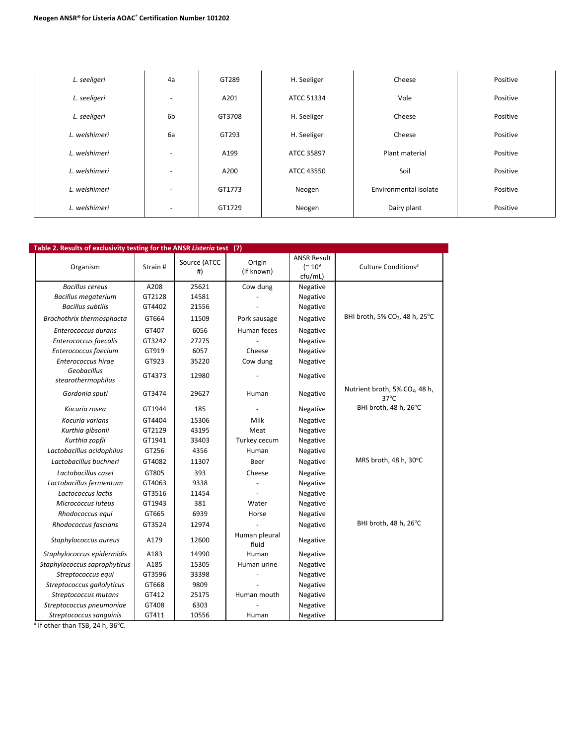| | | | | | |
|---|---|---|---|---|---|
| *L. seeligeri* | 4a | GT289 | H. Seeliger | Cheese | Positive |
| *L. seeligeri* | - | A201 | ATCC 51334 | Vole | Positive |
| *L. seeligeri* | 6b | GT3708 | H. Seeliger | Cheese | Positive |
| *L. welshimeri* | 6a | GT293 | H. Seeliger | Cheese | Positive |
| *L. welshimeri* | - | A199 | ATCC 35897 | Plant material | Positive |
| *L. welshimeri* | - | A200 | ATCC 43550 | Soil | Positive |
| *L. welshimeri* | - | GT1773 | Neogen | Environmental isolate | Positive |
| *L. welshimeri* | - | GT1729 | Neogen | Dairy plant | Positive |

**Table 2. Results of exclusivity testing for the ANSR *Listeria* test (7)**

| Organism | Strain # | Source (ATCC #) | Origin (if known) | ANSR Result (~ $10^9$ cfu/mL) | Culture Conditions[a] |
|---|---|---|---|---|---|
| *Bacillus cereus* | A208 | 25621 | Cow dung | Negative | |
| *Bacillus megaterium* | GT2128 | 14581 | - | Negative | |
| *Bacillus subtilis* | GT4402 | 21556 | - | Negative | |
| *Brochothrix thermosphacta* | GT664 | 11509 | Pork sausage | Negative | BHI broth, 5% $CO_2$, 48 h, 25°C |
| *Enterococcus durans* | GT407 | 6056 | Human feces | Negative | |
| *Enterococcus faecalis* | GT3242 | 27275 | - | Negative | |
| *Enterococcus faecium* | GT919 | 6057 | Cheese | Negative | |
| *Enterococcus hirae* | GT923 | 35220 | Cow dung | Negative | |
| *Geobacillus stearothermophilus* | GT4373 | 12980 | - | Negative | |
| *Gordonia sputi* | GT3474 | 29627 | Human | Negative | Nutrient broth, 5% $CO_2$, 48 h, 37°C |
| *Kocuria rosea* | GT1944 | 185 | - | Negative | BHI broth, 48 h, 26°C |
| *Kocuria varians* | GT4404 | 15306 | Milk | Negative | |
| *Kurthia gibsonii* | GT2129 | 43195 | Meat | Negative | |
| *Kurthia zopfii* | GT1941 | 33403 | Turkey cecum | Negative | |
| *Lactobacillus acidophilus* | GT256 | 4356 | Human | Negative | |
| *Lactobacillus buchneri* | GT4082 | 11307 | Beer | Negative | MRS broth, 48 h, 30°C |
| *Lactobacillus casei* | GT805 | 393 | Cheese | Negative | |
| *Lactobacillus fermentum* | GT4063 | 9338 | - | Negative | |
| *Lactococcus lactis* | GT3516 | 11454 | - | Negative | |
| *Micrococcus luteus* | GT1943 | 381 | Water | Negative | |
| *Rhodococcus equi* | GT665 | 6939 | Horse | Negative | |
| *Rhodococcus fascians* | GT3524 | 12974 | - | Negative | BHI broth, 48 h, 26°C |
| *Staphylococcus aureus* | A179 | 12600 | Human pleural fluid | Negative | |
| *Staphylococcus epidermidis* | A183 | 14990 | Human | Negative | |
| *Staphylococcus saprophyticus* | A185 | 15305 | Human urine | Negative | |
| *Streptococcus equi* | GT3596 | 33398 | - | Negative | |
| *Streptococcus gallolyticus* | GT668 | 9809 | - | Negative | |
| *Streptococcus mutans* | GT412 | 25175 | Human mouth | Negative | |
| *Streptococcus pneumoniae* | GT408 | 6303 | - | Negative | |
| *Streptococcus sanguinis* | GT411 | 10556 | Human | Negative | |

[a] If other than TSB, 24 h, 36°C.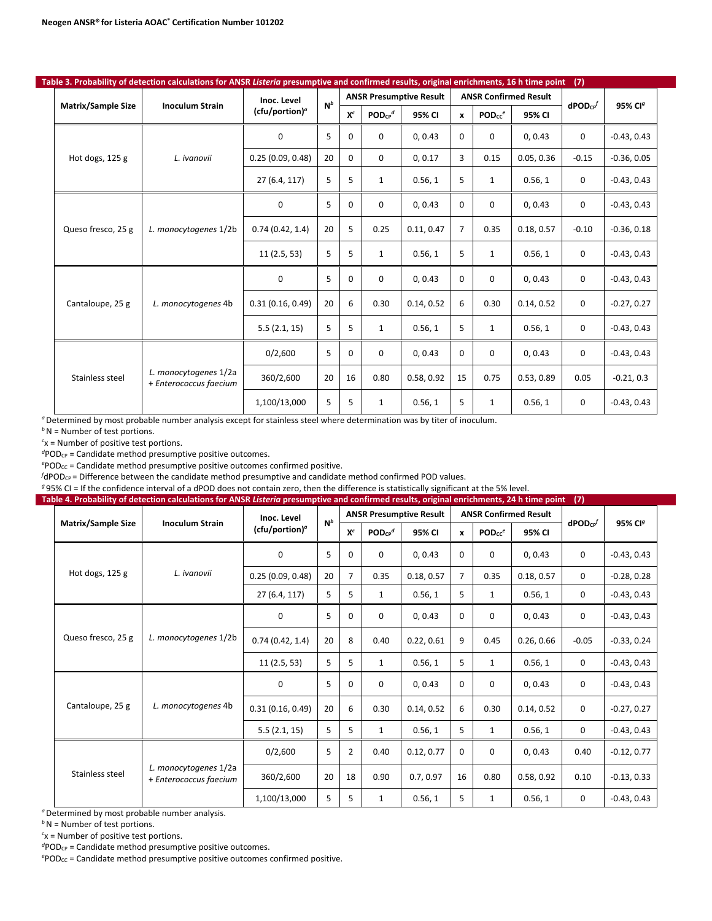**Table 3. Probability of detection calculations for ANSR *Listeria* presumptive and confirmed results, original enrichments, 16 h time point (7)**

| Matrix/Sample Size | Inoculum Strain | Inoc. Level (cfu/portion)[a] | N[b] | ANSR Presumptive Result | | | ANSR Confirmed Result | | | $dPOD_{CP}$[f] | 95% CI[g] |
|---|---|---|---|---|---|---|---|---|---|---|---|
| | | | | X[c] | $POD_{CP}$[d] | 95% CI | x | $POD_{CC}$[e] | 95% CI | | |
| Hot dogs, 125 g | *L. ivanovii* | 0 | 5 | 0 | 0 | 0, 0.43 | 0 | 0 | 0, 0.43 | 0 | -0.43, 0.43 |
| | | 0.25 (0.09, 0.48) | 20 | 0 | 0 | 0, 0.17 | 3 | 0.15 | 0.05, 0.36 | -0.15 | -0.36, 0.05 |
| | | 27 (6.4, 117) | 5 | 5 | 1 | 0.56, 1 | 5 | 1 | 0.56, 1 | 0 | -0.43, 0.43 |
| Queso fresco, 25 g | *L. monocytogenes* 1/2b | 0 | 5 | 0 | 0 | 0, 0.43 | 0 | 0 | 0, 0.43 | 0 | -0.43, 0.43 |
| | | 0.74 (0.42, 1.4) | 20 | 5 | 0.25 | 0.11, 0.47 | 7 | 0.35 | 0.18, 0.57 | -0.10 | -0.36, 0.18 |
| | | 11 (2.5, 53) | 5 | 5 | 1 | 0.56, 1 | 5 | 1 | 0.56, 1 | 0 | -0.43, 0.43 |
| Cantaloupe, 25 g | *L. monocytogenes* 4b | 0 | 5 | 0 | 0 | 0, 0.43 | 0 | 0 | 0, 0.43 | 0 | -0.43, 0.43 |
| | | 0.31 (0.16, 0.49) | 20 | 6 | 0.30 | 0.14, 0.52 | 6 | 0.30 | 0.14, 0.52 | 0 | -0.27, 0.27 |
| | | 5.5 (2.1, 15) | 5 | 5 | 1 | 0.56, 1 | 5 | 1 | 0.56, 1 | 0 | -0.43, 0.43 |
| Stainless steel | *L. monocytogenes* 1/2a + *Enterococcus faecium* | 0/2,600 | 5 | 0 | 0 | 0, 0.43 | 0 | 0 | 0, 0.43 | 0 | -0.43, 0.43 |
| | | 360/2,600 | 20 | 16 | 0.80 | 0.58, 0.92 | 15 | 0.75 | 0.53, 0.89 | 0.05 | -0.21, 0.3 |
| | | 1,100/13,000 | 5 | 5 | 1 | 0.56, 1 | 5 | 1 | 0.56, 1 | 0 | -0.43, 0.43 |

[a] Determined by most probable number analysis except for stainless steel where determination was by titer of inoculum.
[b] N = Number of test portions.
[c] x = Number of positive test portions.
[d] $POD_{CP}$ = Candidate method presumptive positive outcomes.
[e] $POD_{CC}$ = Candidate method presumptive positive outcomes confirmed positive.
[f] $dPOD_{CP}$ = Difference between the candidate method presumptive and candidate method confirmed POD values.
[g] 95% CI = If the confidence interval of a dPOD does not contain zero, then the difference is statistically significant at the 5% level.

**Table 4. Probability of detection calculations for ANSR *Listeria* presumptive and confirmed results, original enrichments, 24 h time point (7)**

| Matrix/Sample Size | Inoculum Strain | Inoc. Level (cfu/portion)[a] | N[b] | ANSR Presumptive Result | | | ANSR Confirmed Result | | | $dPOD_{CP}$[f] | 95% CI[g] |
|---|---|---|---|---|---|---|---|---|---|---|---|
| | | | | X[c] | $POD_{CP}$[d] | 95% CI | x | $POD_{CC}$[e] | 95% CI | | |
| Hot dogs, 125 g | *L. ivanovii* | 0 | 5 | 0 | 0 | 0, 0.43 | 0 | 0 | 0, 0.43 | 0 | -0.43, 0.43 |
| | | 0.25 (0.09, 0.48) | 20 | 7 | 0.35 | 0.18, 0.57 | 7 | 0.35 | 0.18, 0.57 | 0 | -0.28, 0.28 |
| | | 27 (6.4, 117) | 5 | 5 | 1 | 0.56, 1 | 5 | 1 | 0.56, 1 | 0 | -0.43, 0.43 |
| Queso fresco, 25 g | *L. monocytogenes* 1/2b | 0 | 5 | 0 | 0 | 0, 0.43 | 0 | 0 | 0, 0.43 | 0 | -0.43, 0.43 |
| | | 0.74 (0.42, 1.4) | 20 | 8 | 0.40 | 0.22, 0.61 | 9 | 0.45 | 0.26, 0.66 | -0.05 | -0.33, 0.24 |
| | | 11 (2.5, 53) | 5 | 5 | 1 | 0.56, 1 | 5 | 1 | 0.56, 1 | 0 | -0.43, 0.43 |
| Cantaloupe, 25 g | *L. monocytogenes* 4b | 0 | 5 | 0 | 0 | 0, 0.43 | 0 | 0 | 0, 0.43 | 0 | -0.43, 0.43 |
| | | 0.31 (0.16, 0.49) | 20 | 6 | 0.30 | 0.14, 0.52 | 6 | 0.30 | 0.14, 0.52 | 0 | -0.27, 0.27 |
| | | 5.5 (2.1, 15) | 5 | 5 | 1 | 0.56, 1 | 5 | 1 | 0.56, 1 | 0 | -0.43, 0.43 |
| Stainless steel | *L. monocytogenes* 1/2a + *Enterococcus faecium* | 0/2,600 | 5 | 2 | 0.40 | 0.12, 0.77 | 0 | 0 | 0, 0.43 | 0.40 | -0.12, 0.77 |
| | | 360/2,600 | 20 | 18 | 0.90 | 0.7, 0.97 | 16 | 0.80 | 0.58, 0.92 | 0.10 | -0.13, 0.33 |
| | | 1,100/13,000 | 5 | 5 | 1 | 0.56, 1 | 5 | 1 | 0.56, 1 | 0 | -0.43, 0.43 |

[a] Determined by most probable number analysis.
[b] N = Number of test portions.
[c] x = Number of positive test portions.
[d] $POD_{CP}$ = Candidate method presumptive positive outcomes.
[e] $POD_{CC}$ = Candidate method presumptive positive outcomes confirmed positive.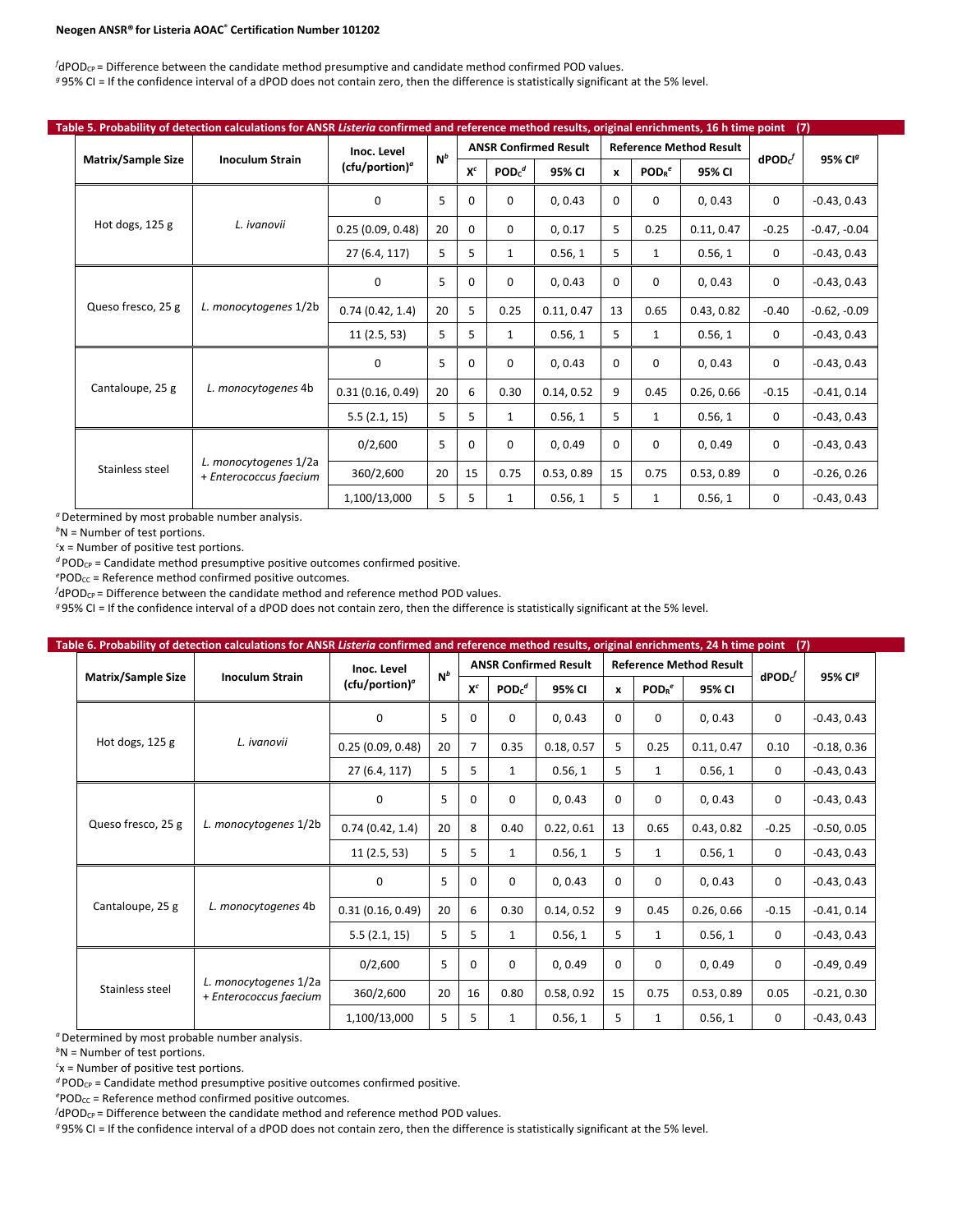[f]$dPOD_{CP}$ = Difference between the candidate method presumptive and candidate method confirmed POD values.
[g] 95% CI = If the confidence interval of a dPOD does not contain zero, then the difference is statistically significant at the 5% level.

**Table 5. Probability of detection calculations for ANSR *Listeria* confirmed and reference method results, original enrichments, 16 h time point (7)**

| Matrix/Sample Size | Inoculum Strain | Inoc. Level (cfu/portion)[a] | N[b] | ANSR Confirmed Result | | | Reference Method Result | | | dPOD$_C$[f] | 95% CI[g] |
|---|---|---|---|---|---|---|---|---|---|---|---|
| | | | | X[c] | POD$_C$[d] | 95% CI | x | POD$_R$[e] | 95% CI | | |
| Hot dogs, 125 g | *L. ivanovii* | 0 | 5 | 0 | 0 | 0, 0.43 | 0 | 0 | 0, 0.43 | 0 | -0.43, 0.43 |
| | | 0.25 (0.09, 0.48) | 20 | 0 | 0 | 0, 0.17 | 5 | 0.25 | 0.11, 0.47 | -0.25 | -0.47, -0.04 |
| | | 27 (6.4, 117) | 5 | 5 | 1 | 0.56, 1 | 5 | 1 | 0.56, 1 | 0 | -0.43, 0.43 |
| Queso fresco, 25 g | *L. monocytogenes* 1/2b | 0 | 5 | 0 | 0 | 0, 0.43 | 0 | 0 | 0, 0.43 | 0 | -0.43, 0.43 |
| | | 0.74 (0.42, 1.4) | 20 | 5 | 0.25 | 0.11, 0.47 | 13 | 0.65 | 0.43, 0.82 | -0.40 | -0.62, -0.09 |
| | | 11 (2.5, 53) | 5 | 5 | 1 | 0.56, 1 | 5 | 1 | 0.56, 1 | 0 | -0.43, 0.43 |
| Cantaloupe, 25 g | *L. monocytogenes* 4b | 0 | 5 | 0 | 0 | 0, 0.43 | 0 | 0 | 0, 0.43 | 0 | -0.43, 0.43 |
| | | 0.31 (0.16, 0.49) | 20 | 6 | 0.30 | 0.14, 0.52 | 9 | 0.45 | 0.26, 0.66 | -0.15 | -0.41, 0.14 |
| | | 5.5 (2.1, 15) | 5 | 5 | 1 | 0.56, 1 | 5 | 1 | 0.56, 1 | 0 | -0.43, 0.43 |
| Stainless steel | *L. monocytogenes* 1/2a + *Enterococcus faecium* | 0/2,600 | 5 | 0 | 0 | 0, 0.49 | 0 | 0 | 0, 0.49 | 0 | -0.43, 0.43 |
| | | 360/2,600 | 20 | 15 | 0.75 | 0.53, 0.89 | 15 | 0.75 | 0.53, 0.89 | 0 | -0.26, 0.26 |
| | | 1,100/13,000 | 5 | 5 | 1 | 0.56, 1 | 5 | 1 | 0.56, 1 | 0 | -0.43, 0.43 |

[a] Determined by most probable number analysis.
[b] N = Number of test portions.
[c] x = Number of positive test portions.
[d] $POD_{CP}$ = Candidate method presumptive positive outcomes confirmed positive.
[e] $POD_{CC}$ = Reference method confirmed positive outcomes.
[f] $dPOD_{CP}$ = Difference between the candidate method and reference method POD values.
[g] 95% CI = If the confidence interval of a dPOD does not contain zero, then the difference is statistically significant at the 5% level.

**Table 6. Probability of detection calculations for ANSR *Listeria* confirmed and reference method results, original enrichments, 24 h time point (7)**

| Matrix/Sample Size | Inoculum Strain | Inoc. Level (cfu/portion)[a] | N[b] | ANSR Confirmed Result | | | Reference Method Result | | | dPOD$_C$[f] | 95% CI[g] |
|---|---|---|---|---|---|---|---|---|---|---|---|
| | | | | X[c] | POD$_C$[d] | 95% CI | x | POD$_R$[e] | 95% CI | | |
| Hot dogs, 125 g | *L. ivanovii* | 0 | 5 | 0 | 0 | 0, 0.43 | 0 | 0 | 0, 0.43 | 0 | -0.43, 0.43 |
| | | 0.25 (0.09, 0.48) | 20 | 7 | 0.35 | 0.18, 0.57 | 5 | 0.25 | 0.11, 0.47 | 0.10 | -0.18, 0.36 |
| | | 27 (6.4, 117) | 5 | 5 | 1 | 0.56, 1 | 5 | 1 | 0.56, 1 | 0 | -0.43, 0.43 |
| Queso fresco, 25 g | *L. monocytogenes* 1/2b | 0 | 5 | 0 | 0 | 0, 0.43 | 0 | 0 | 0, 0.43 | 0 | -0.43, 0.43 |
| | | 0.74 (0.42, 1.4) | 20 | 8 | 0.40 | 0.22, 0.61 | 13 | 0.65 | 0.43, 0.82 | -0.25 | -0.50, 0.05 |
| | | 11 (2.5, 53) | 5 | 5 | 1 | 0.56, 1 | 5 | 1 | 0.56, 1 | 0 | -0.43, 0.43 |
| Cantaloupe, 25 g | *L. monocytogenes* 4b | 0 | 5 | 0 | 0 | 0, 0.43 | 0 | 0 | 0, 0.43 | 0 | -0.43, 0.43 |
| | | 0.31 (0.16, 0.49) | 20 | 6 | 0.30 | 0.14, 0.52 | 9 | 0.45 | 0.26, 0.66 | -0.15 | -0.41, 0.14 |
| | | 5.5 (2.1, 15) | 5 | 5 | 1 | 0.56, 1 | 5 | 1 | 0.56, 1 | 0 | -0.43, 0.43 |
| Stainless steel | *L. monocytogenes* 1/2a + *Enterococcus faecium* | 0/2,600 | 5 | 0 | 0 | 0, 0.49 | 0 | 0 | 0, 0.49 | 0 | -0.49, 0.49 |
| | | 360/2,600 | 20 | 16 | 0.80 | 0.58, 0.92 | 15 | 0.75 | 0.53, 0.89 | 0.05 | -0.21, 0.30 |
| | | 1,100/13,000 | 5 | 5 | 1 | 0.56, 1 | 5 | 1 | 0.56, 1 | 0 | -0.43, 0.43 |

[a] Determined by most probable number analysis.
[b] N = Number of test portions.
[c] x = Number of positive test portions.
[d] $POD_{CP}$ = Candidate method presumptive positive outcomes confirmed positive.
[e] $POD_{CC}$ = Reference method confirmed positive outcomes.
[f] $dPOD_{CP}$ = Difference between the candidate method and reference method POD values.
[g] 95% CI = If the confidence interval of a dPOD does not contain zero, then the difference is statistically significant at the 5% level.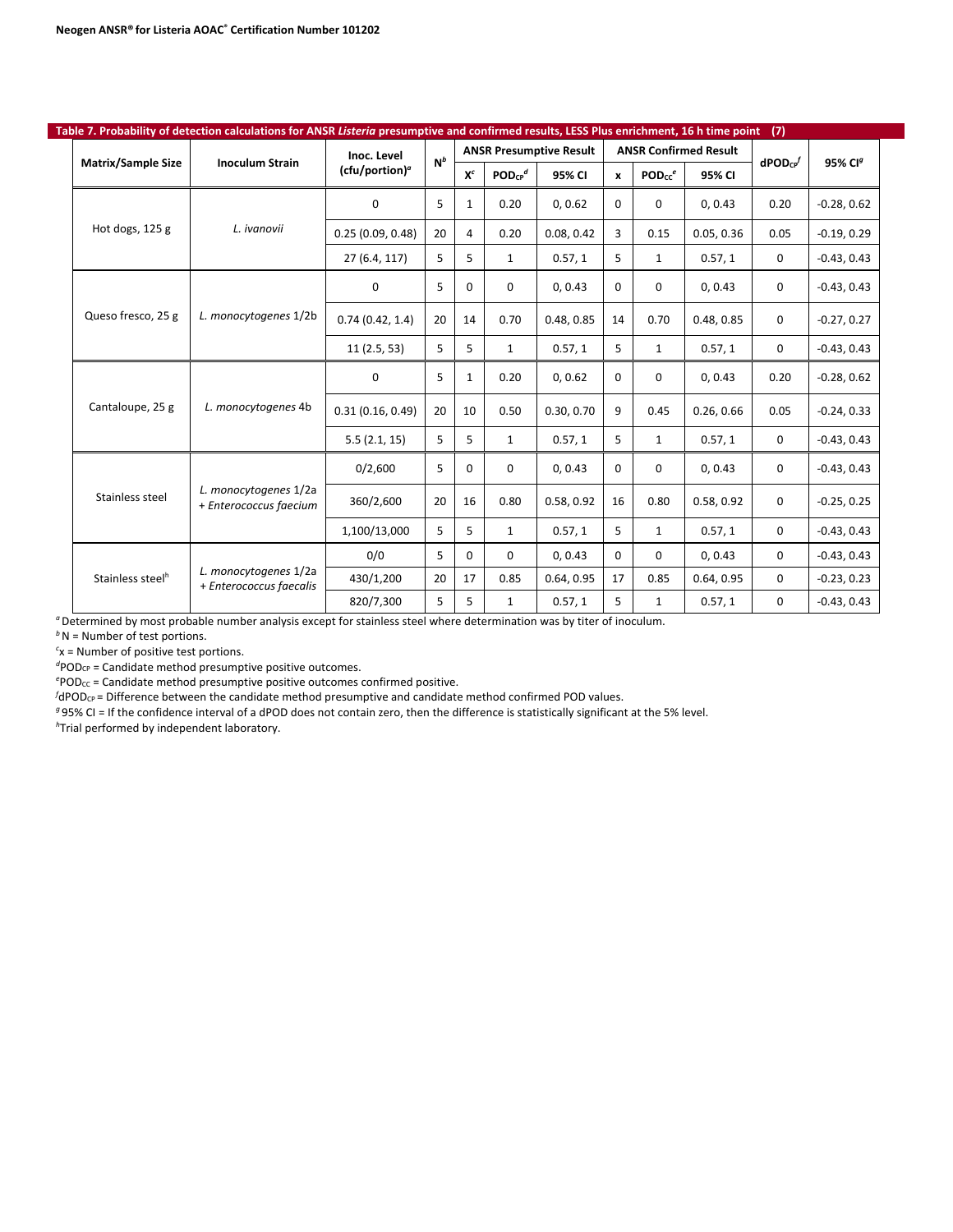**Table 7. Probability of detection calculations for ANSR *Listeria* presumptive and confirmed results, LESS Plus enrichment, 16 h time point (7)**

| Matrix/Sample Size | Inoculum Strain | Inoc. Level (cfu/portion)[a] | N[b] | ANSR Presumptive Result | | | ANSR Confirmed Result | | | dPOD$_{CP}$[f] | 95% CI[g] |
|---|---|---|---|---|---|---|---|---|---|---|---|
| | | | | X[c] | POD$_{CP}$[d] | 95% CI | x | POD$_{CC}$[e] | 95% CI | | |
| Hot dogs, 125 g | *L. ivanovii* | 0 | 5 | 1 | 0.20 | 0, 0.62 | 0 | 0 | 0, 0.43 | 0.20 | -0.28, 0.62 |
| | | 0.25 (0.09, 0.48) | 20 | 4 | 0.20 | 0.08, 0.42 | 3 | 0.15 | 0.05, 0.36 | 0.05 | -0.19, 0.29 |
| | | 27 (6.4, 117) | 5 | 5 | 1 | 0.57, 1 | 5 | 1 | 0.57, 1 | 0 | -0.43, 0.43 |
| Queso fresco, 25 g | *L. monocytogenes* 1/2b | 0 | 5 | 0 | 0 | 0, 0.43 | 0 | 0 | 0, 0.43 | 0 | -0.43, 0.43 |
| | | 0.74 (0.42, 1.4) | 20 | 14 | 0.70 | 0.48, 0.85 | 14 | 0.70 | 0.48, 0.85 | 0 | -0.27, 0.27 |
| | | 11 (2.5, 53) | 5 | 5 | 1 | 0.57, 1 | 5 | 1 | 0.57, 1 | 0 | -0.43, 0.43 |
| Cantaloupe, 25 g | *L. monocytogenes* 4b | 0 | 5 | 1 | 0.20 | 0, 0.62 | 0 | 0 | 0, 0.43 | 0.20 | -0.28, 0.62 |
| | | 0.31 (0.16, 0.49) | 20 | 10 | 0.50 | 0.30, 0.70 | 9 | 0.45 | 0.26, 0.66 | 0.05 | -0.24, 0.33 |
| | | 5.5 (2.1, 15) | 5 | 5 | 1 | 0.57, 1 | 5 | 1 | 0.57, 1 | 0 | -0.43, 0.43 |
| Stainless steel | *L. monocytogenes* 1/2a + *Enterococcus faecium* | 0/2,600 | 5 | 0 | 0 | 0, 0.43 | 0 | 0 | 0, 0.43 | 0 | -0.43, 0.43 |
| | | 360/2,600 | 20 | 16 | 0.80 | 0.58, 0.92 | 16 | 0.80 | 0.58, 0.92 | 0 | -0.25, 0.25 |
| | | 1,100/13,000 | 5 | 5 | 1 | 0.57, 1 | 5 | 1 | 0.57, 1 | 0 | -0.43, 0.43 |
| Stainless steel[h] | *L. monocytogenes* 1/2a + *Enterococcus faecalis* | 0/0 | 5 | 0 | 0 | 0, 0.43 | 0 | 0 | 0, 0.43 | 0 | -0.43, 0.43 |
| | | 430/1,200 | 20 | 17 | 0.85 | 0.64, 0.95 | 17 | 0.85 | 0.64, 0.95 | 0 | -0.23, 0.23 |
| | | 820/7,300 | 5 | 5 | 1 | 0.57, 1 | 5 | 1 | 0.57, 1 | 0 | -0.43, 0.43 |

[a] Determined by most probable number analysis except for stainless steel where determination was by titer of inoculum.
[b] N = Number of test portions.
[c] x = Number of positive test portions.
[d] POD$_{CP}$ = Candidate method presumptive positive outcomes.
[e] POD$_{CC}$ = Candidate method presumptive positive outcomes confirmed positive.
[f] dPOD$_{CP}$ = Difference between the candidate method presumptive and candidate method confirmed POD values.
[g] 95% CI = If the confidence interval of a dPOD does not contain zero, then the difference is statistically significant at the 5% level.
[h] Trial performed by independent laboratory.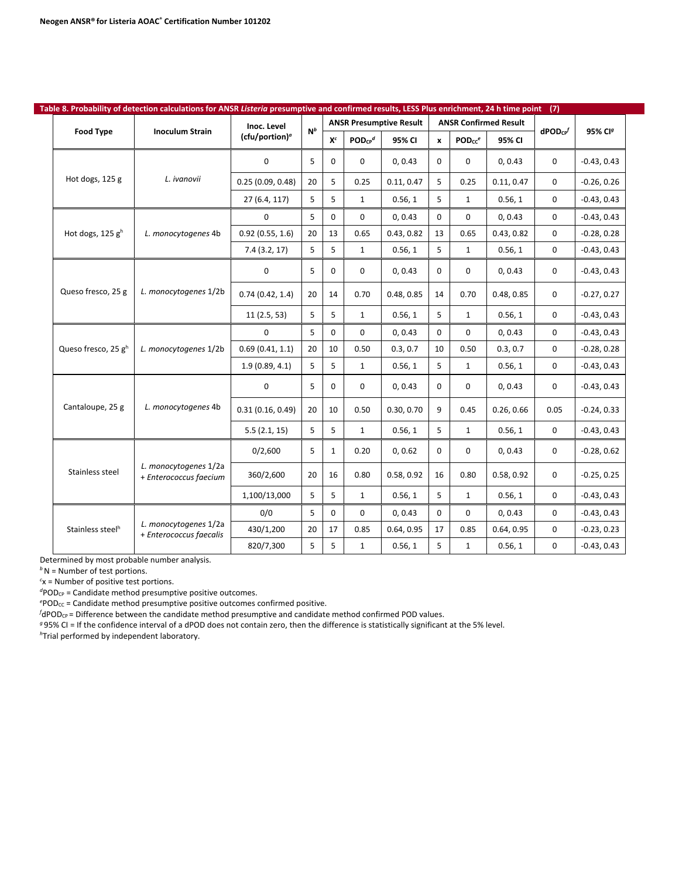**Table 8. Probability of detection calculations for ANSR *Listeria* presumptive and confirmed results, LESS Plus enrichment, 24 h time point (7)**

| Food Type | Inoculum Strain | Inoc. Level (cfu/portion)[a] | N[b] | ANSR Presumptive Result | | | ANSR Confirmed Result | | | $dPOD_{CP}$[f] | 95% CI[g] |
|---|---|---|---|---|---|---|---|---|---|---|---|
| | | | | X[c] | $POD_{CP}$[d] | 95% CI | x | $POD_{CC}$[e] | 95% CI | | |
| Hot dogs, 125 g | *L. ivanovii* | 0 | 5 | 0 | 0 | 0, 0.43 | 0 | 0 | 0, 0.43 | 0 | -0.43, 0.43 |
| | | 0.25 (0.09, 0.48) | 20 | 5 | 0.25 | 0.11, 0.47 | 5 | 0.25 | 0.11, 0.47 | 0 | -0.26, 0.26 |
| | | 27 (6.4, 117) | 5 | 5 | 1 | 0.56, 1 | 5 | 1 | 0.56, 1 | 0 | -0.43, 0.43 |
| Hot dogs, 125 g[h] | *L. monocytogenes* 4b | 0 | 5 | 0 | 0 | 0, 0.43 | 0 | 0 | 0, 0.43 | 0 | -0.43, 0.43 |
| | | 0.92 (0.55, 1.6) | 20 | 13 | 0.65 | 0.43, 0.82 | 13 | 0.65 | 0.43, 0.82 | 0 | -0.28, 0.28 |
| | | 7.4 (3.2, 17) | 5 | 5 | 1 | 0.56, 1 | 5 | 1 | 0.56, 1 | 0 | -0.43, 0.43 |
| Queso fresco, 25 g | *L. monocytogenes* 1/2b | 0 | 5 | 0 | 0 | 0, 0.43 | 0 | 0 | 0, 0.43 | 0 | -0.43, 0.43 |
| | | 0.74 (0.42, 1.4) | 20 | 14 | 0.70 | 0.48, 0.85 | 14 | 0.70 | 0.48, 0.85 | 0 | -0.27, 0.27 |
| | | 11 (2.5, 53) | 5 | 5 | 1 | 0.56, 1 | 5 | 1 | 0.56, 1 | 0 | -0.43, 0.43 |
| Queso fresco, 25 g[h] | *L. monocytogenes* 1/2b | 0 | 5 | 0 | 0 | 0, 0.43 | 0 | 0 | 0, 0.43 | 0 | -0.43, 0.43 |
| | | 0.69 (0.41, 1.1) | 20 | 10 | 0.50 | 0.3, 0.7 | 10 | 0.50 | 0.3, 0.7 | 0 | -0.28, 0.28 |
| | | 1.9 (0.89, 4.1) | 5 | 5 | 1 | 0.56, 1 | 5 | 1 | 0.56, 1 | 0 | -0.43, 0.43 |
| Cantaloupe, 25 g | *L. monocytogenes* 4b | 0 | 5 | 0 | 0 | 0, 0.43 | 0 | 0 | 0, 0.43 | 0 | -0.43, 0.43 |
| | | 0.31 (0.16, 0.49) | 20 | 10 | 0.50 | 0.30, 0.70 | 9 | 0.45 | 0.26, 0.66 | 0.05 | -0.24, 0.33 |
| | | 5.5 (2.1, 15) | 5 | 5 | 1 | 0.56, 1 | 5 | 1 | 0.56, 1 | 0 | -0.43, 0.43 |
| Stainless steel | *L. monocytogenes* 1/2a + *Enterococcus faecium* | 0/2,600 | 5 | 1 | 0.20 | 0, 0.62 | 0 | 0 | 0, 0.43 | 0 | -0.28, 0.62 |
| | | 360/2,600 | 20 | 16 | 0.80 | 0.58, 0.92 | 16 | 0.80 | 0.58, 0.92 | 0 | -0.25, 0.25 |
| | | 1,100/13,000 | 5 | 5 | 1 | 0.56, 1 | 5 | 1 | 0.56, 1 | 0 | -0.43, 0.43 |
| Stainless steel[h] | *L. monocytogenes* 1/2a + *Enterococcus faecalis* | 0/0 | 5 | 0 | 0 | 0, 0.43 | 0 | 0 | 0, 0.43 | 0 | -0.43, 0.43 |
| | | 430/1,200 | 20 | 17 | 0.85 | 0.64, 0.95 | 17 | 0.85 | 0.64, 0.95 | 0 | -0.23, 0.23 |
| | | 820/7,300 | 5 | 5 | 1 | 0.56, 1 | 5 | 1 | 0.56, 1 | 0 | -0.43, 0.43 |

Determined by most probable number analysis.
[b] N = Number of test portions.
[c] x = Number of positive test portions.
[d] $POD_{CP}$ = Candidate method presumptive positive outcomes.
[e] $POD_{CC}$ = Candidate method presumptive positive outcomes confirmed positive.
[f] $dPOD_{CP}$ = Difference between the candidate method presumptive and candidate method confirmed POD values.
[g] 95% CI = If the confidence interval of a dPOD does not contain zero, then the difference is statistically significant at the 5% level.
[h] Trial performed by independent laboratory.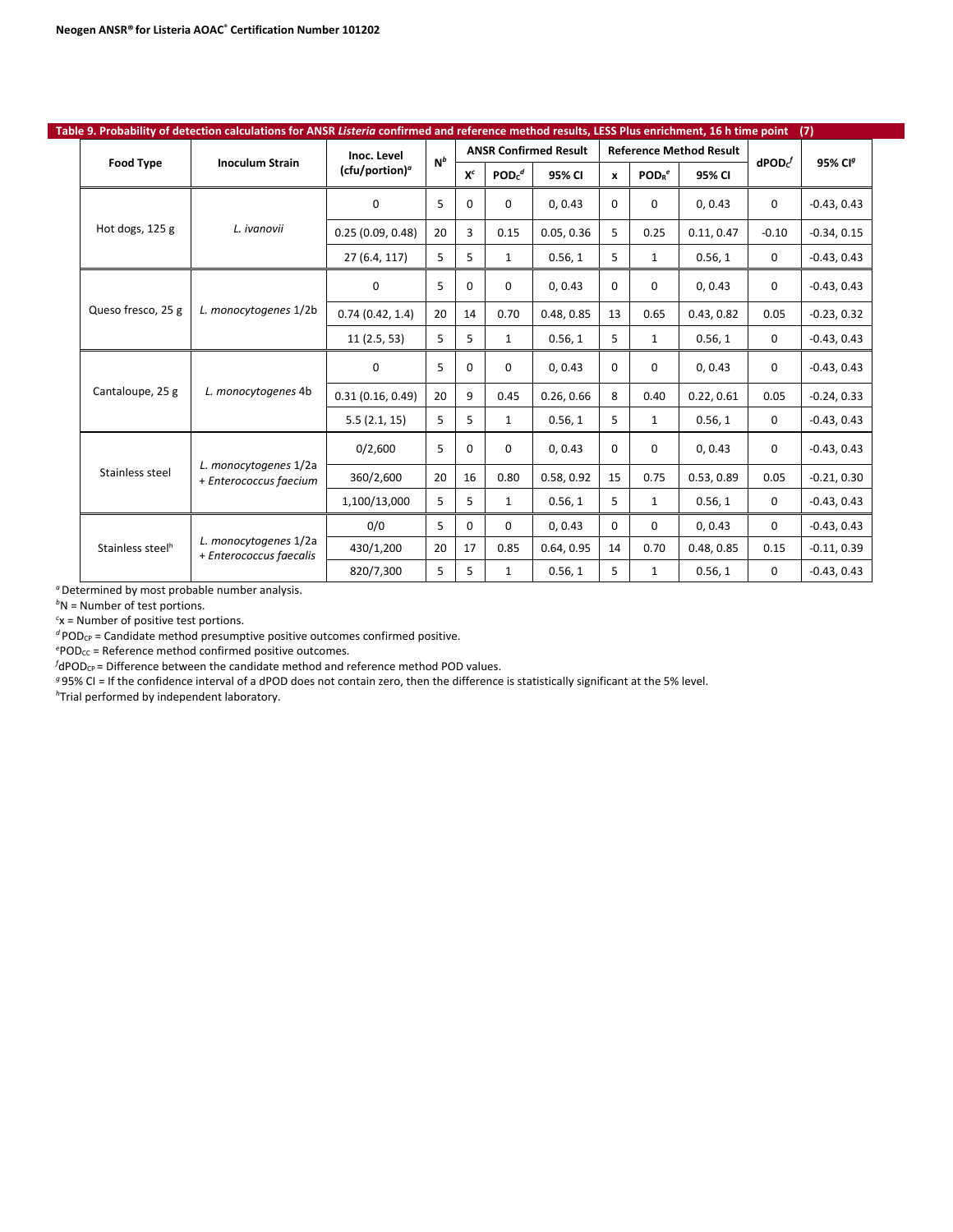**Table 9. Probability of detection calculations for ANSR *Listeria* confirmed and reference method results, LESS Plus enrichment, 16 h time point (7)**

| Food Type | Inoculum Strain | Inoc. Level (cfu/portion)[a] | N[b] | ANSR Confirmed Result | | | Reference Method Result | | | dPOD$_C$[f] | 95% CI[g] |
|---|---|---|---|---|---|---|---|---|---|---|---|
| | | | | X[c] | POD$_C$[d] | 95% CI | x | POD$_R$[e] | 95% CI | | |
| Hot dogs, 125 g | *L. ivanovii* | 0 | 5 | 0 | 0 | 0, 0.43 | 0 | 0 | 0, 0.43 | 0 | -0.43, 0.43 |
| | | 0.25 (0.09, 0.48) | 20 | 3 | 0.15 | 0.05, 0.36 | 5 | 0.25 | 0.11, 0.47 | -0.10 | -0.34, 0.15 |
| | | 27 (6.4, 117) | 5 | 5 | 1 | 0.56, 1 | 5 | 1 | 0.56, 1 | 0 | -0.43, 0.43 |
| Queso fresco, 25 g | *L. monocytogenes* 1/2b | 0 | 5 | 0 | 0 | 0, 0.43 | 0 | 0 | 0, 0.43 | 0 | -0.43, 0.43 |
| | | 0.74 (0.42, 1.4) | 20 | 14 | 0.70 | 0.48, 0.85 | 13 | 0.65 | 0.43, 0.82 | 0.05 | -0.23, 0.32 |
| | | 11 (2.5, 53) | 5 | 5 | 1 | 0.56, 1 | 5 | 1 | 0.56, 1 | 0 | -0.43, 0.43 |
| Cantaloupe, 25 g | *L. monocytogenes* 4b | 0 | 5 | 0 | 0 | 0, 0.43 | 0 | 0 | 0, 0.43 | 0 | -0.43, 0.43 |
| | | 0.31 (0.16, 0.49) | 20 | 9 | 0.45 | 0.26, 0.66 | 8 | 0.40 | 0.22, 0.61 | 0.05 | -0.24, 0.33 |
| | | 5.5 (2.1, 15) | 5 | 5 | 1 | 0.56, 1 | 5 | 1 | 0.56, 1 | 0 | -0.43, 0.43 |
| Stainless steel | *L. monocytogenes* 1/2a + *Enterococcus faecium* | 0/2,600 | 5 | 0 | 0 | 0, 0.43 | 0 | 0 | 0, 0.43 | 0 | -0.43, 0.43 |
| | | 360/2,600 | 20 | 16 | 0.80 | 0.58, 0.92 | 15 | 0.75 | 0.53, 0.89 | 0.05 | -0.21, 0.30 |
| | | 1,100/13,000 | 5 | 5 | 1 | 0.56, 1 | 5 | 1 | 0.56, 1 | 0 | -0.43, 0.43 |
| Stainless steel[h] | *L. monocytogenes* 1/2a + *Enterococcus faecalis* | 0/0 | 5 | 0 | 0 | 0, 0.43 | 0 | 0 | 0, 0.43 | 0 | -0.43, 0.43 |
| | | 430/1,200 | 20 | 17 | 0.85 | 0.64, 0.95 | 14 | 0.70 | 0.48, 0.85 | 0.15 | -0.11, 0.39 |
| | | 820/7,300 | 5 | 5 | 1 | 0.56, 1 | 5 | 1 | 0.56, 1 | 0 | -0.43, 0.43 |

[a] Determined by most probable number analysis.
[b] N = Number of test portions.
[c] x = Number of positive test portions.
[d] $POD_{CP}$ = Candidate method presumptive positive outcomes confirmed positive.
[e] $POD_{CC}$ = Reference method confirmed positive outcomes.
[f] $dPOD_{CP}$ = Difference between the candidate method and reference method POD values.
[g] 95% CI = If the confidence interval of a dPOD does not contain zero, then the difference is statistically significant at the 5% level.
[h] Trial performed by independent laboratory.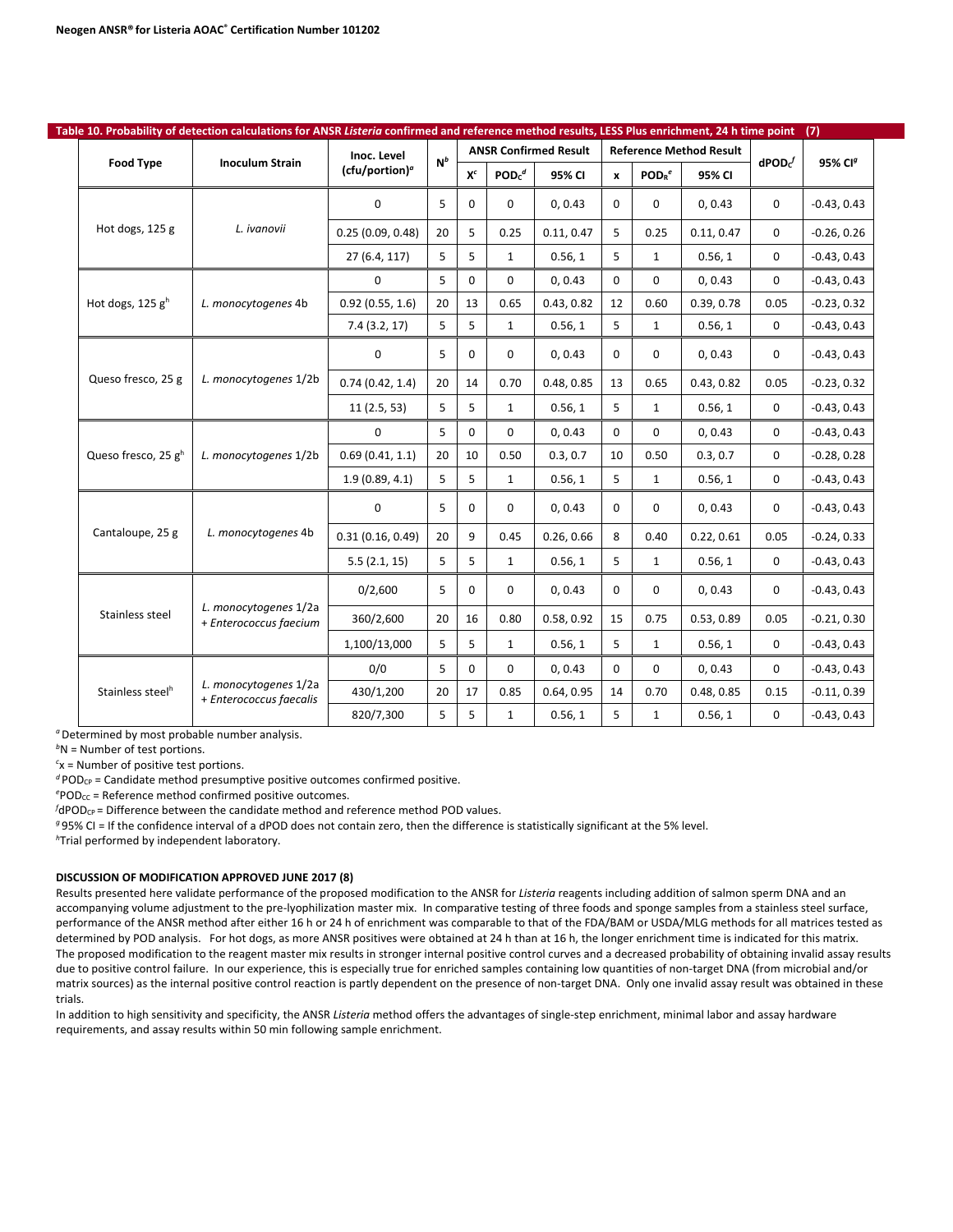**Table 10. Probability of detection calculations for ANSR *Listeria* confirmed and reference method results, LESS Plus enrichment, 24 h time point (7)**

| Food Type | Inoculum Strain | Inoc. Level (cfu/portion)[a] | N[b] | ANSR Confirmed Result | | | Reference Method Result | | | $dPOD_C$[f] | 95% CI[g] |
|---|---|---|---|---|---|---|---|---|---|---|---|
| | | | | X[c] | $POD_C$[d] | 95% CI | x | $POD_R$[e] | 95% CI | | |
| Hot dogs, 125 g | *L. ivanovii* | 0 | 5 | 0 | 0 | 0, 0.43 | 0 | 0 | 0, 0.43 | 0 | -0.43, 0.43 |
| | | 0.25 (0.09, 0.48) | 20 | 5 | 0.25 | 0.11, 0.47 | 5 | 0.25 | 0.11, 0.47 | 0 | -0.26, 0.26 |
| | | 27 (6.4, 117) | 5 | 5 | 1 | 0.56, 1 | 5 | 1 | 0.56, 1 | 0 | -0.43, 0.43 |
| Hot dogs, 125 g[h] | *L. monocytogenes* 4b | 0 | 5 | 0 | 0 | 0, 0.43 | 0 | 0 | 0, 0.43 | 0 | -0.43, 0.43 |
| | | 0.92 (0.55, 1.6) | 20 | 13 | 0.65 | 0.43, 0.82 | 12 | 0.60 | 0.39, 0.78 | 0.05 | -0.23, 0.32 |
| | | 7.4 (3.2, 17) | 5 | 5 | 1 | 0.56, 1 | 5 | 1 | 0.56, 1 | 0 | -0.43, 0.43 |
| Queso fresco, 25 g | *L. monocytogenes* 1/2b | 0 | 5 | 0 | 0 | 0, 0.43 | 0 | 0 | 0, 0.43 | 0 | -0.43, 0.43 |
| | | 0.74 (0.42, 1.4) | 20 | 14 | 0.70 | 0.48, 0.85 | 13 | 0.65 | 0.43, 0.82 | 0.05 | -0.23, 0.32 |
| | | 11 (2.5, 53) | 5 | 5 | 1 | 0.56, 1 | 5 | 1 | 0.56, 1 | 0 | -0.43, 0.43 |
| Queso fresco, 25 g[h] | *L. monocytogenes* 1/2b | 0 | 5 | 0 | 0 | 0, 0.43 | 0 | 0 | 0, 0.43 | 0 | -0.43, 0.43 |
| | | 0.69 (0.41, 1.1) | 20 | 10 | 0.50 | 0.3, 0.7 | 10 | 0.50 | 0.3, 0.7 | 0 | -0.28, 0.28 |
| | | 1.9 (0.89, 4.1) | 5 | 5 | 1 | 0.56, 1 | 5 | 1 | 0.56, 1 | 0 | -0.43, 0.43 |
| Cantaloupe, 25 g | *L. monocytogenes* 4b | 0 | 5 | 0 | 0 | 0, 0.43 | 0 | 0 | 0, 0.43 | 0 | -0.43, 0.43 |
| | | 0.31 (0.16, 0.49) | 20 | 9 | 0.45 | 0.26, 0.66 | 8 | 0.40 | 0.22, 0.61 | 0.05 | -0.24, 0.33 |
| | | 5.5 (2.1, 15) | 5 | 5 | 1 | 0.56, 1 | 5 | 1 | 0.56, 1 | 0 | -0.43, 0.43 |
| Stainless steel | *L. monocytogenes* 1/2a + *Enterococcus faecium* | 0/2,600 | 5 | 0 | 0 | 0, 0.43 | 0 | 0 | 0, 0.43 | 0 | -0.43, 0.43 |
| | | 360/2,600 | 20 | 16 | 0.80 | 0.58, 0.92 | 15 | 0.75 | 0.53, 0.89 | 0.05 | -0.21, 0.30 |
| | | 1,100/13,000 | 5 | 5 | 1 | 0.56, 1 | 5 | 1 | 0.56, 1 | 0 | -0.43, 0.43 |
| Stainless steel[h] | *L. monocytogenes* 1/2a + *Enterococcus faecalis* | 0/0 | 5 | 0 | 0 | 0, 0.43 | 0 | 0 | 0, 0.43 | 0 | -0.43, 0.43 |
| | | 430/1,200 | 20 | 17 | 0.85 | 0.64, 0.95 | 14 | 0.70 | 0.48, 0.85 | 0.15 | -0.11, 0.39 |
| | | 820/7,300 | 5 | 5 | 1 | 0.56, 1 | 5 | 1 | 0.56, 1 | 0 | -0.43, 0.43 |

[a] Determined by most probable number analysis.
[b] N = Number of test portions.
[c] x = Number of positive test portions.
[d] $POD_{CP}$ = Candidate method presumptive positive outcomes confirmed positive.
[e] $POD_{CC}$ = Reference method confirmed positive outcomes.
[f] $dPOD_{CP}$ = Difference between the candidate method and reference method POD values.
[g] 95% CI = If the confidence interval of a dPOD does not contain zero, then the difference is statistically significant at the 5% level.
[h] Trial performed by independent laboratory.

### DISCUSSION OF MODIFICATION APPROVED JUNE 2017 (8)

Results presented here validate performance of the proposed modification to the ANSR for *Listeria* reagents including addition of salmon sperm DNA and an accompanying volume adjustment to the pre-lyophilization master mix. In comparative testing of three foods and sponge samples from a stainless steel surface, performance of the ANSR method after either 16 h or 24 h of enrichment was comparable to that of the FDA/BAM or USDA/MLG methods for all matrices tested as determined by POD analysis. For hot dogs, as more ANSR positives were obtained at 24 h than at 16 h, the longer enrichment time is indicated for this matrix. The proposed modification to the reagent master mix results in stronger internal positive control curves and a decreased probability of obtaining invalid assay results due to positive control failure. In our experience, this is especially true for enriched samples containing low quantities of non-target DNA (from microbial and/or matrix sources) as the internal positive control reaction is partly dependent on the presence of non-target DNA. Only one invalid assay result was obtained in these trials.

In addition to high sensitivity and specificity, the ANSR *Listeria* method offers the advantages of single-step enrichment, minimal labor and assay hardware requirements, and assay results within 50 min following sample enrichment.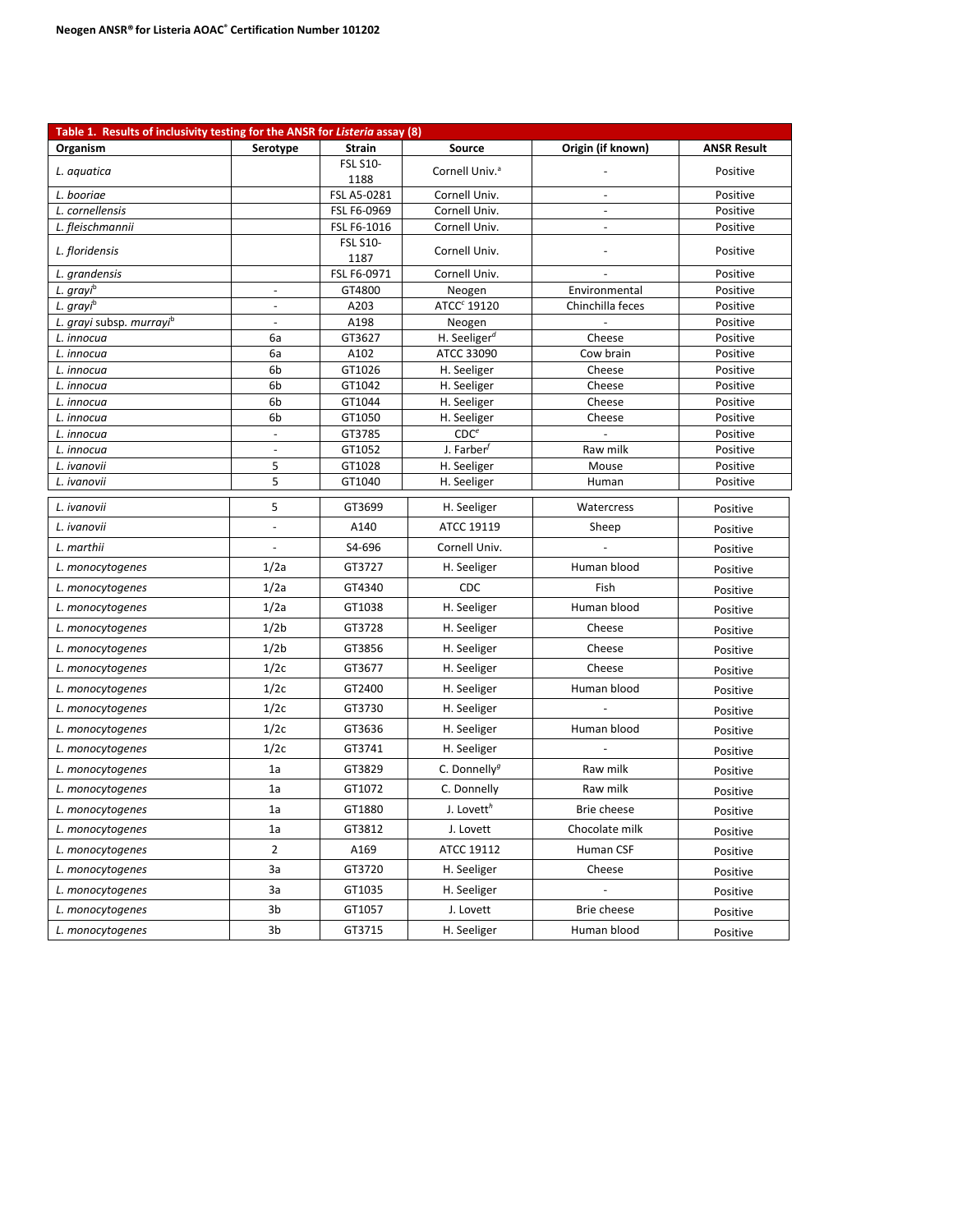| Table 1. Results of inclusivity testing for the ANSR for *Listeria* assay (8) | | | | | |
|---|---|---|---|---|---|
| **Organism** | **Serotype** | **Strain** | **Source** | **Origin (if known)** | **ANSR Result** |
| *L. aquatica* | | FSL S10-1188 | Cornell Univ.[a] | - | Positive |
| *L. booriae* | | FSL A5-0281 | Cornell Univ. | - | Positive |
| *L. cornellensis* | | FSL F6-0969 | Cornell Univ. | - | Positive |
| *L. fleischmannii* | | FSL F6-1016 | Cornell Univ. | - | Positive |
| *L. floridensis* | | FSL S10-1187 | Cornell Univ. | - | Positive |
| *L. grandensis* | | FSL F6-0971 | Cornell Univ. | - | Positive |
| *L. grayi*[b] | - | GT4800 | Neogen | Environmental | Positive |
| *L. grayi*[b] | - | A203 | ATCC[c] 19120 | Chinchilla feces | Positive |
| *L. grayi* subsp. *murrayi*[b] | - | A198 | Neogen | - | Positive |
| *L. innocua* | 6a | GT3627 | H. Seeliger[d] | Cheese | Positive |
| *L. innocua* | 6a | A102 | ATCC 33090 | Cow brain | Positive |
| *L. innocua* | 6b | GT1026 | H. Seeliger | Cheese | Positive |
| *L. innocua* | 6b | GT1042 | H. Seeliger | Cheese | Positive |
| *L. innocua* | 6b | GT1044 | H. Seeliger | Cheese | Positive |
| *L. innocua* | 6b | GT1050 | H. Seeliger | Cheese | Positive |
| *L. innocua* | - | GT3785 | CDC[e] | - | Positive |
| *L. innocua* | - | GT1052 | J. Farber[f] | Raw milk | Positive |
| *L. ivanovii* | 5 | GT1028 | H. Seeliger | Mouse | Positive |
| *L. ivanovii* | 5 | GT1040 | H. Seeliger | Human | Positive |
| *L. ivanovii* | 5 | GT3699 | H. Seeliger | Watercress | Positive |
| *L. ivanovii* | - | A140 | ATCC 19119 | Sheep | Positive |
| *L. marthii* | - | S4-696 | Cornell Univ. | - | Positive |
| *L. monocytogenes* | 1/2a | GT3727 | H. Seeliger | Human blood | Positive |
| *L. monocytogenes* | 1/2a | GT4340 | CDC | Fish | Positive |
| *L. monocytogenes* | 1/2a | GT1038 | H. Seeliger | Human blood | Positive |
| *L. monocytogenes* | 1/2b | GT3728 | H. Seeliger | Cheese | Positive |
| *L. monocytogenes* | 1/2b | GT3856 | H. Seeliger | Cheese | Positive |
| *L. monocytogenes* | 1/2c | GT3677 | H. Seeliger | Cheese | Positive |
| *L. monocytogenes* | 1/2c | GT2400 | H. Seeliger | Human blood | Positive |
| *L. monocytogenes* | 1/2c | GT3730 | H. Seeliger | - | Positive |
| *L. monocytogenes* | 1/2c | GT3636 | H. Seeliger | Human blood | Positive |
| *L. monocytogenes* | 1/2c | GT3741 | H. Seeliger | - | Positive |
| *L. monocytogenes* | 1a | GT3829 | C. Donnelly[g] | Raw milk | Positive |
| *L. monocytogenes* | 1a | GT1072 | C. Donnelly | Raw milk | Positive |
| *L. monocytogenes* | 1a | GT1880 | J. Lovett[h] | Brie cheese | Positive |
| *L. monocytogenes* | 1a | GT3812 | J. Lovett | Chocolate milk | Positive |
| *L. monocytogenes* | 2 | A169 | ATCC 19112 | Human CSF | Positive |
| *L. monocytogenes* | 3a | GT3720 | H. Seeliger | Cheese | Positive |
| *L. monocytogenes* | 3a | GT1035 | H. Seeliger | - | Positive |
| *L. monocytogenes* | 3b | GT1057 | J. Lovett | Brie cheese | Positive |
| *L. monocytogenes* | 3b | GT3715 | H. Seeliger | Human blood | Positive |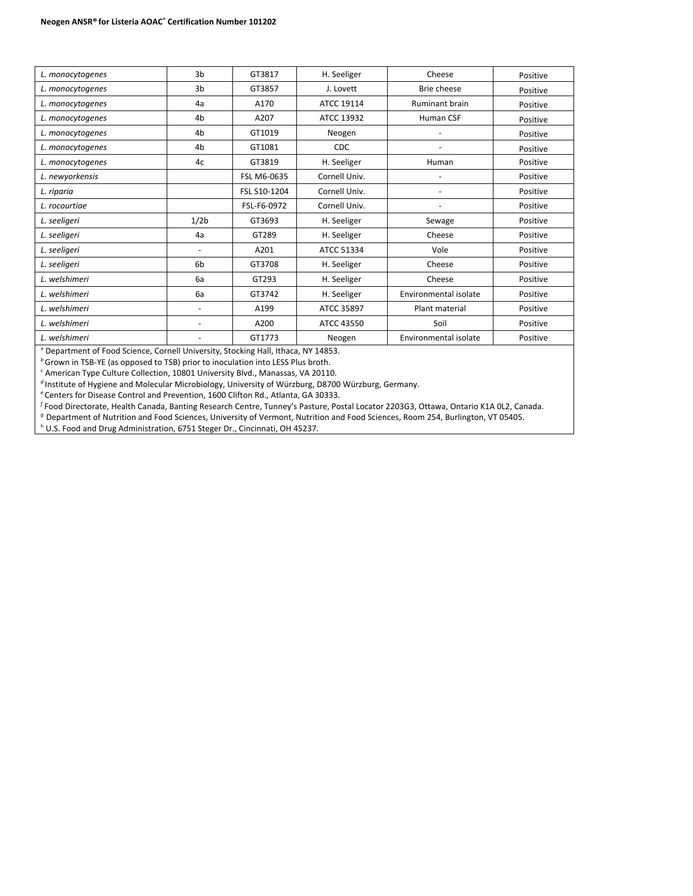| *L. monocytogenes* | 3b | GT3817 | H. Seeliger | Cheese | Positive |
|---|---|---|---|---|---|
| *L. monocytogenes* | 3b | GT3857 | J. Lovett | Brie cheese | Positive |
| *L. monocytogenes* | 4a | A170 | ATCC 19114 | Ruminant brain | Positive |
| *L. monocytogenes* | 4b | A207 | ATCC 13932 | Human CSF | Positive |
| *L. monocytogenes* | 4b | GT1019 | Neogen | - | Positive |
| *L. monocytogenes* | 4b | GT1081 | CDC | - | Positive |
| *L. monocytogenes* | 4c | GT3819 | H. Seeliger | Human | Positive |
| *L. newyorkensis* | | FSL M6-0635 | Cornell Univ. | - | Positive |
| *L. riparia* | | FSL S10-1204 | Cornell Univ. | - | Positive |
| *L. rocourtiae* | | FSL-F6-0972 | Cornell Univ. | - | Positive |
| *L. seeligeri* | 1/2b | GT3693 | H. Seeliger | Sewage | Positive |
| *L. seeligeri* | 4a | GT289 | H. Seeliger | Cheese | Positive |
| *L. seeligeri* | - | A201 | ATCC 51334 | Vole | Positive |
| *L. seeligeri* | 6b | GT3708 | H. Seeliger | Cheese | Positive |
| *L. welshimeri* | 6a | GT293 | H. Seeliger | Cheese | Positive |
| *L. welshimeri* | 6a | GT3742 | H. Seeliger | Environmental isolate | Positive |
| *L. welshimeri* | - | A199 | ATCC 35897 | Plant material | Positive |
| *L. welshimeri* | - | A200 | ATCC 43550 | Soil | Positive |
| *L. welshimeri* | - | GT1773 | Neogen | Environmental isolate | Positive |

[a] Department of Food Science, Cornell University, Stocking Hall, Ithaca, NY 14853.
[b] Grown in TSB-YE (as opposed to TSB) prior to inoculation into LESS Plus broth.
[c] American Type Culture Collection, 10801 University Blvd., Manassas, VA 20110.
[d] Institute of Hygiene and Molecular Microbiology, University of Würzburg, D8700 Würzburg, Germany.
[e] Centers for Disease Control and Prevention, 1600 Clifton Rd., Atlanta, GA 30333.
[f] Food Directorate, Health Canada, Banting Research Centre, Tunney's Pasture, Postal Locator 2203G3, Ottawa, Ontario K1A 0L2, Canada.
[g] Department of Nutrition and Food Sciences, University of Vermont, Nutrition and Food Sciences, Room 254, Burlington, VT 05405.
[h] U.S. Food and Drug Administration, 6751 Steger Dr., Cincinnati, OH 45237.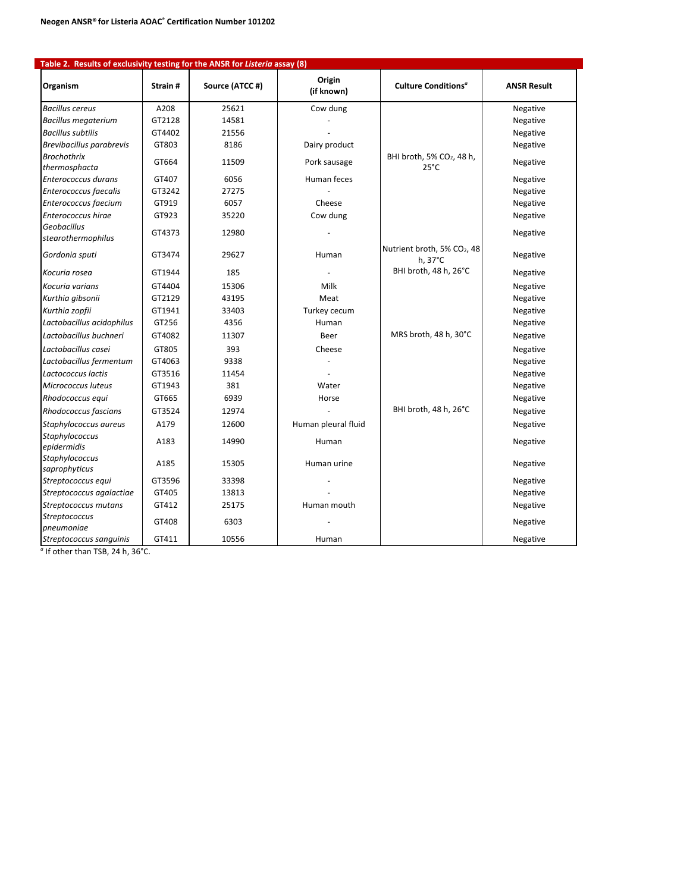**Table 2. Results of exclusivity testing for the ANSR for *Listeria* assay (8)**

| Organism | Strain # | Source (ATCC #) | Origin (if known) | Culture Conditions[a] | ANSR Result |
|---|---|---|---|---|---|
| *Bacillus cereus* | A208 | 25621 | Cow dung | | Negative |
| *Bacillus megaterium* | GT2128 | 14581 | - | | Negative |
| *Bacillus subtilis* | GT4402 | 21556 | - | | Negative |
| *Brevibacillus parabrevis* | GT803 | 8186 | Dairy product | | Negative |
| *Brochothrix thermosphacta* | GT664 | 11509 | Pork sausage | BHI broth, 5% $CO_2$, 48 h, 25°C | Negative |
| *Enterococcus durans* | GT407 | 6056 | Human feces | | Negative |
| *Enterococcus faecalis* | GT3242 | 27275 | - | | Negative |
| *Enterococcus faecium* | GT919 | 6057 | Cheese | | Negative |
| *Enterococcus hirae* | GT923 | 35220 | Cow dung | | Negative |
| *Geobacillus stearothermophilus* | GT4373 | 12980 | - | | Negative |
| *Gordonia sputi* | GT3474 | 29627 | Human | Nutrient broth, 5% $CO_2$, 48 h, 37°C | Negative |
| *Kocuria rosea* | GT1944 | 185 | - | BHI broth, 48 h, 26°C | Negative |
| *Kocuria varians* | GT4404 | 15306 | Milk | | Negative |
| *Kurthia gibsonii* | GT2129 | 43195 | Meat | | Negative |
| *Kurthia zopfii* | GT1941 | 33403 | Turkey cecum | | Negative |
| *Lactobacillus acidophilus* | GT256 | 4356 | Human | | Negative |
| *Lactobacillus buchneri* | GT4082 | 11307 | Beer | MRS broth, 48 h, 30°C | Negative |
| *Lactobacillus casei* | GT805 | 393 | Cheese | | Negative |
| *Lactobacillus fermentum* | GT4063 | 9338 | - | | Negative |
| *Lactococcus lactis* | GT3516 | 11454 | - | | Negative |
| *Micrococcus luteus* | GT1943 | 381 | Water | | Negative |
| *Rhodococcus equi* | GT665 | 6939 | Horse | | Negative |
| *Rhodococcus fascians* | GT3524 | 12974 | - | BHI broth, 48 h, 26°C | Negative |
| *Staphylococcus aureus* | A179 | 12600 | Human pleural fluid | | Negative |
| *Staphylococcus epidermidis* | A183 | 14990 | Human | | Negative |
| *Staphylococcus saprophyticus* | A185 | 15305 | Human urine | | Negative |
| *Streptococcus equi* | GT3596 | 33398 | - | | Negative |
| *Streptococcus agalactiae* | GT405 | 13813 | - | | Negative |
| *Streptococcus mutans* | GT412 | 25175 | Human mouth | | Negative |
| *Streptococcus pneumoniae* | GT408 | 6303 | - | | Negative |
| *Streptococcus sanguinis* | GT411 | 10556 | Human | | Negative |

[a] If other than TSB, 24 h, 36°C.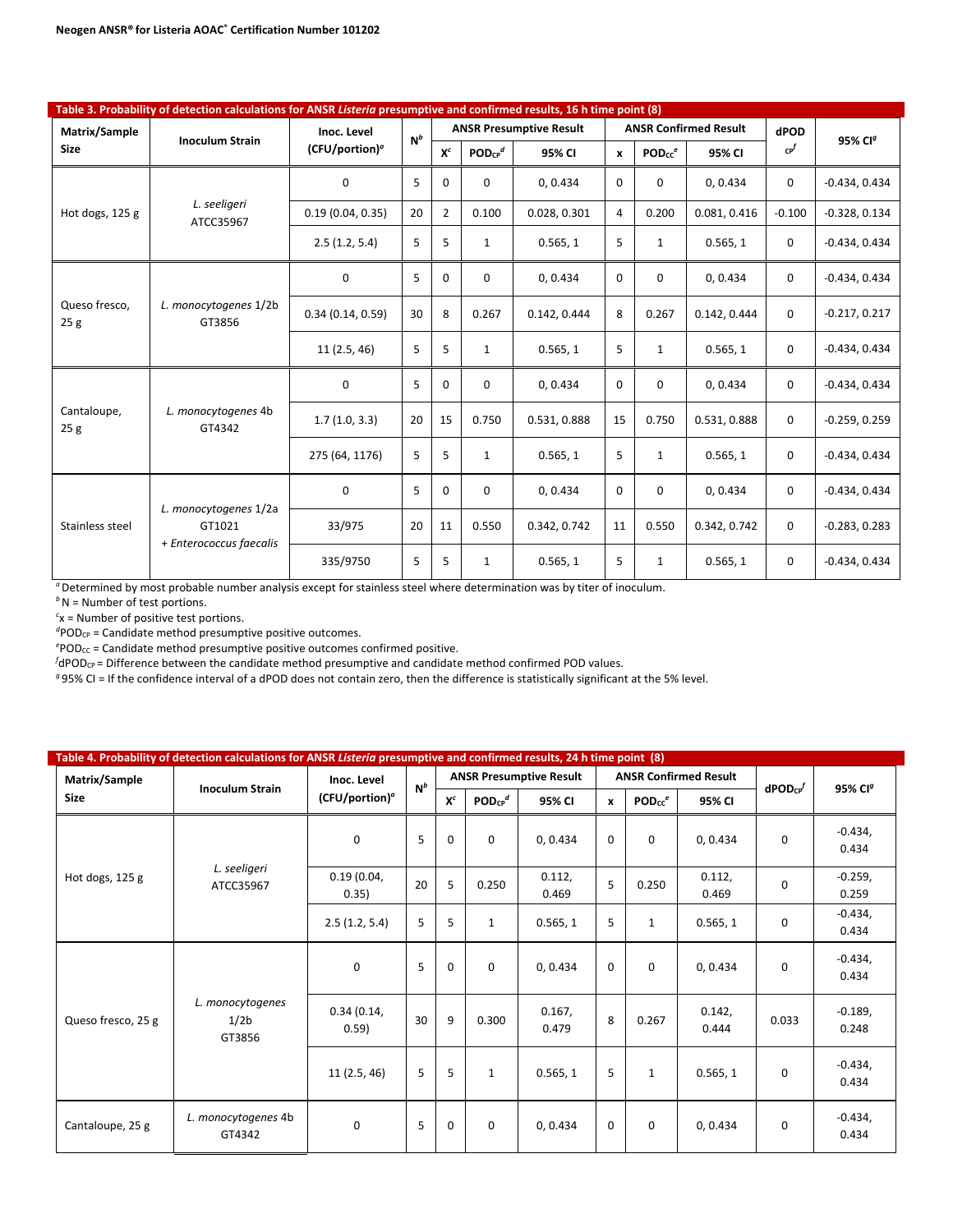**Table 3. Probability of detection calculations for ANSR *Listeria* presumptive and confirmed results, 16 h time point (8)**

| Matrix/Sample Size | Inoculum Strain | Inoc. Level (CFU/portion)[a] | N[b] | ANSR Presumptive Result | | | ANSR Confirmed Result | | | $dPOD_{CP}$[f] | 95% CI[g] |
|---|---|---|---|---|---|---|---|---|---|---|---|
| | | | | X[c] | $POD_{CP}$[d] | 95% CI | x | $POD_{CC}$[e] | 95% CI | | |
| Hot dogs, 125 g | *L. seeligeri* ATCC35967 | 0 | 5 | 0 | 0 | 0, 0.434 | 0 | 0 | 0, 0.434 | 0 | -0.434, 0.434 |
| | | 0.19 (0.04, 0.35) | 20 | 2 | 0.100 | 0.028, 0.301 | 4 | 0.200 | 0.081, 0.416 | -0.100 | -0.328, 0.134 |
| | | 2.5 (1.2, 5.4) | 5 | 5 | 1 | 0.565, 1 | 5 | 1 | 0.565, 1 | 0 | -0.434, 0.434 |
| Queso fresco, 25 g | *L. monocytogenes* 1/2b GT3856 | 0 | 5 | 0 | 0 | 0, 0.434 | 0 | 0 | 0, 0.434 | 0 | -0.434, 0.434 |
| | | 0.34 (0.14, 0.59) | 30 | 8 | 0.267 | 0.142, 0.444 | 8 | 0.267 | 0.142, 0.444 | 0 | -0.217, 0.217 |
| | | 11 (2.5, 46) | 5 | 5 | 1 | 0.565, 1 | 5 | 1 | 0.565, 1 | 0 | -0.434, 0.434 |
| Cantaloupe, 25 g | *L. monocytogenes* 4b GT4342 | 0 | 5 | 0 | 0 | 0, 0.434 | 0 | 0 | 0, 0.434 | 0 | -0.434, 0.434 |
| | | 1.7 (1.0, 3.3) | 20 | 15 | 0.750 | 0.531, 0.888 | 15 | 0.750 | 0.531, 0.888 | 0 | -0.259, 0.259 |
| | | 275 (64, 1176) | 5 | 5 | 1 | 0.565, 1 | 5 | 1 | 0.565, 1 | 0 | -0.434, 0.434 |
| Stainless steel | *L. monocytogenes* 1/2a GT1021 + *Enterococcus faecalis* | 0 | 5 | 0 | 0 | 0, 0.434 | 0 | 0 | 0, 0.434 | 0 | -0.434, 0.434 |
| | | 33/975 | 20 | 11 | 0.550 | 0.342, 0.742 | 11 | 0.550 | 0.342, 0.742 | 0 | -0.283, 0.283 |
| | | 335/9750 | 5 | 5 | 1 | 0.565, 1 | 5 | 1 | 0.565, 1 | 0 | -0.434, 0.434 |

[a] Determined by most probable number analysis except for stainless steel where determination was by titer of inoculum.
[b] N = Number of test portions.
[c] x = Number of positive test portions.
[d] $POD_{CP}$ = Candidate method presumptive positive outcomes.
[e] $POD_{CC}$ = Candidate method presumptive positive outcomes confirmed positive.
[f] $dPOD_{CP}$ = Difference between the candidate method presumptive and candidate method confirmed POD values.
[g] 95% CI = If the confidence interval of a dPOD does not contain zero, then the difference is statistically significant at the 5% level.

**Table 4. Probability of detection calculations for ANSR *Listeria* presumptive and confirmed results, 24 h time point (8)**

| Matrix/Sample Size | Inoculum Strain | Inoc. Level (CFU/portion)[a] | N[b] | ANSR Presumptive Result | | | ANSR Confirmed Result | | | $dPOD_{CP}$[f] | 95% CI[g] |
|---|---|---|---|---|---|---|---|---|---|---|---|
| | | | | X[c] | $POD_{CP}$[d] | 95% CI | x | $POD_{CC}$[e] | 95% CI | | |
| Hot dogs, 125 g | *L. seeligeri* ATCC35967 | 0 | 5 | 0 | 0 | 0, 0.434 | 0 | 0 | 0, 0.434 | 0 | -0.434, 0.434 |
| | | 0.19 (0.04, 0.35) | 20 | 5 | 0.250 | 0.112, 0.469 | 5 | 0.250 | 0.112, 0.469 | 0 | -0.259, 0.259 |
| | | 2.5 (1.2, 5.4) | 5 | 5 | 1 | 0.565, 1 | 5 | 1 | 0.565, 1 | 0 | -0.434, 0.434 |
| Queso fresco, 25 g | *L. monocytogenes* 1/2b GT3856 | 0 | 5 | 0 | 0 | 0, 0.434 | 0 | 0 | 0, 0.434 | 0 | -0.434, 0.434 |
| | | 0.34 (0.14, 0.59) | 30 | 9 | 0.300 | 0.167, 0.479 | 8 | 0.267 | 0.142, 0.444 | 0.033 | -0.189, 0.248 |
| | | 11 (2.5, 46) | 5 | 5 | 1 | 0.565, 1 | 5 | 1 | 0.565, 1 | 0 | -0.434, 0.434 |
| Cantaloupe, 25 g | *L. monocytogenes* 4b GT4342 | 0 | 5 | 0 | 0 | 0, 0.434 | 0 | 0 | 0, 0.434 | 0 | -0.434, 0.434 |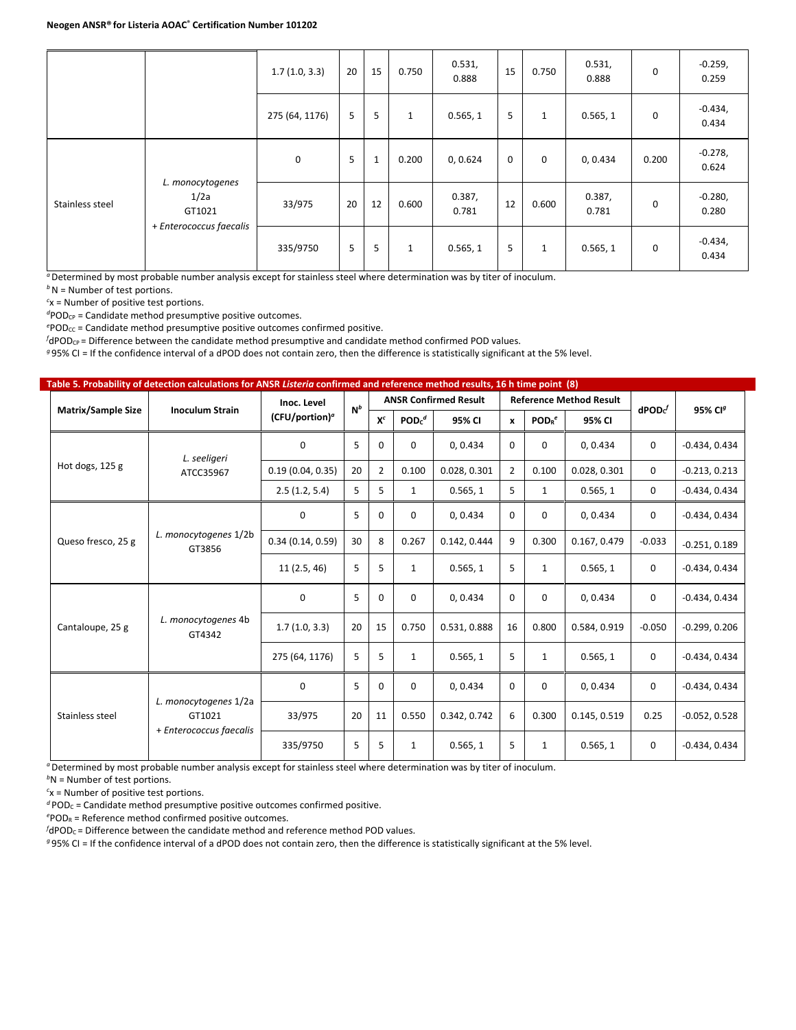| | | 1.7 (1.0, 3.3) | 20 | 15 | 0.750 | 0.531, 0.888 | 15 | 0.750 | 0.531, 0.888 | 0 | -0.259, 0.259 |
|---|---|---|---|---|---|---|---|---|---|---|---|
| | | 275 (64, 1176) | 5 | 5 | 1 | 0.565, 1 | 5 | 1 | 0.565, 1 | 0 | -0.434, 0.434 |
| Stainless steel | *L. monocytogenes* 1/2a GT1021 + *Enterococcus faecalis* | 0 | 5 | 1 | 0.200 | 0, 0.624 | 0 | 0 | 0, 0.434 | 0.200 | -0.278, 0.624 |
| | | 33/975 | 20 | 12 | 0.600 | 0.387, 0.781 | 12 | 0.600 | 0.387, 0.781 | 0 | -0.280, 0.280 |
| | | 335/9750 | 5 | 5 | 1 | 0.565, 1 | 5 | 1 | 0.565, 1 | 0 | -0.434, 0.434 |

[a] Determined by most probable number analysis except for stainless steel where determination was by titer of inoculum.
[b] N = Number of test portions.
[c] x = Number of positive test portions.
[d] $POD_{CP}$ = Candidate method presumptive positive outcomes.
[e] $POD_{CC}$ = Candidate method presumptive positive outcomes confirmed positive.
[f] $dPOD_{CP}$ = Difference between the candidate method presumptive and candidate method confirmed POD values.
[g] 95% CI = If the confidence interval of a dPOD does not contain zero, then the difference is statistically significant at the 5% level.

**Table 5. Probability of detection calculations for ANSR *Listeria* confirmed and reference method results, 16 h time point (8)**

| Matrix/Sample Size | Inoculum Strain | Inoc. Level (CFU/portion)[a] | N[b] | ANSR Confirmed Result | | | Reference Method Result | | | $dPOD_C$[f] | 95% CI[g] |
|---|---|---|---|---|---|---|---|---|---|---|---|
| | | | | X[c] | $POD_C$[d] | 95% CI | x | $POD_R$[e] | 95% CI | | |
| Hot dogs, 125 g | *L. seeligeri* ATCC35967 | 0 | 5 | 0 | 0 | 0, 0.434 | 0 | 0 | 0, 0.434 | 0 | -0.434, 0.434 |
| | | 0.19 (0.04, 0.35) | 20 | 2 | 0.100 | 0.028, 0.301 | 2 | 0.100 | 0.028, 0.301 | 0 | -0.213, 0.213 |
| | | 2.5 (1.2, 5.4) | 5 | 5 | 1 | 0.565, 1 | 5 | 1 | 0.565, 1 | 0 | -0.434, 0.434 |
| Queso fresco, 25 g | *L. monocytogenes* 1/2b GT3856 | 0 | 5 | 0 | 0 | 0, 0.434 | 0 | 0 | 0, 0.434 | 0 | -0.434, 0.434 |
| | | 0.34 (0.14, 0.59) | 30 | 8 | 0.267 | 0.142, 0.444 | 9 | 0.300 | 0.167, 0.479 | -0.033 | -0.251, 0.189 |
| | | 11 (2.5, 46) | 5 | 5 | 1 | 0.565, 1 | 5 | 1 | 0.565, 1 | 0 | -0.434, 0.434 |
| Cantaloupe, 25 g | *L. monocytogenes* 4b GT4342 | 0 | 5 | 0 | 0 | 0, 0.434 | 0 | 0 | 0, 0.434 | 0 | -0.434, 0.434 |
| | | 1.7 (1.0, 3.3) | 20 | 15 | 0.750 | 0.531, 0.888 | 16 | 0.800 | 0.584, 0.919 | -0.050 | -0.299, 0.206 |
| | | 275 (64, 1176) | 5 | 5 | 1 | 0.565, 1 | 5 | 1 | 0.565, 1 | 0 | -0.434, 0.434 |
| Stainless steel | *L. monocytogenes* 1/2a GT1021 + *Enterococcus faecalis* | 0 | 5 | 0 | 0 | 0, 0.434 | 0 | 0 | 0, 0.434 | 0 | -0.434, 0.434 |
| | | 33/975 | 20 | 11 | 0.550 | 0.342, 0.742 | 6 | 0.300 | 0.145, 0.519 | 0.25 | -0.052, 0.528 |
| | | 335/9750 | 5 | 5 | 1 | 0.565, 1 | 5 | 1 | 0.565, 1 | 0 | -0.434, 0.434 |

[a] Determined by most probable number analysis except for stainless steel where determination was by titer of inoculum.
[b] N = Number of test portions.
[c] x = Number of positive test portions.
[d] $POD_C$ = Candidate method presumptive positive outcomes confirmed positive.
[e] $POD_R$ = Reference method confirmed positive outcomes.
[f] $dPOD_C$ = Difference between the candidate method and reference method POD values.
[g] 95% CI = If the confidence interval of a dPOD does not contain zero, then the difference is statistically significant at the 5% level.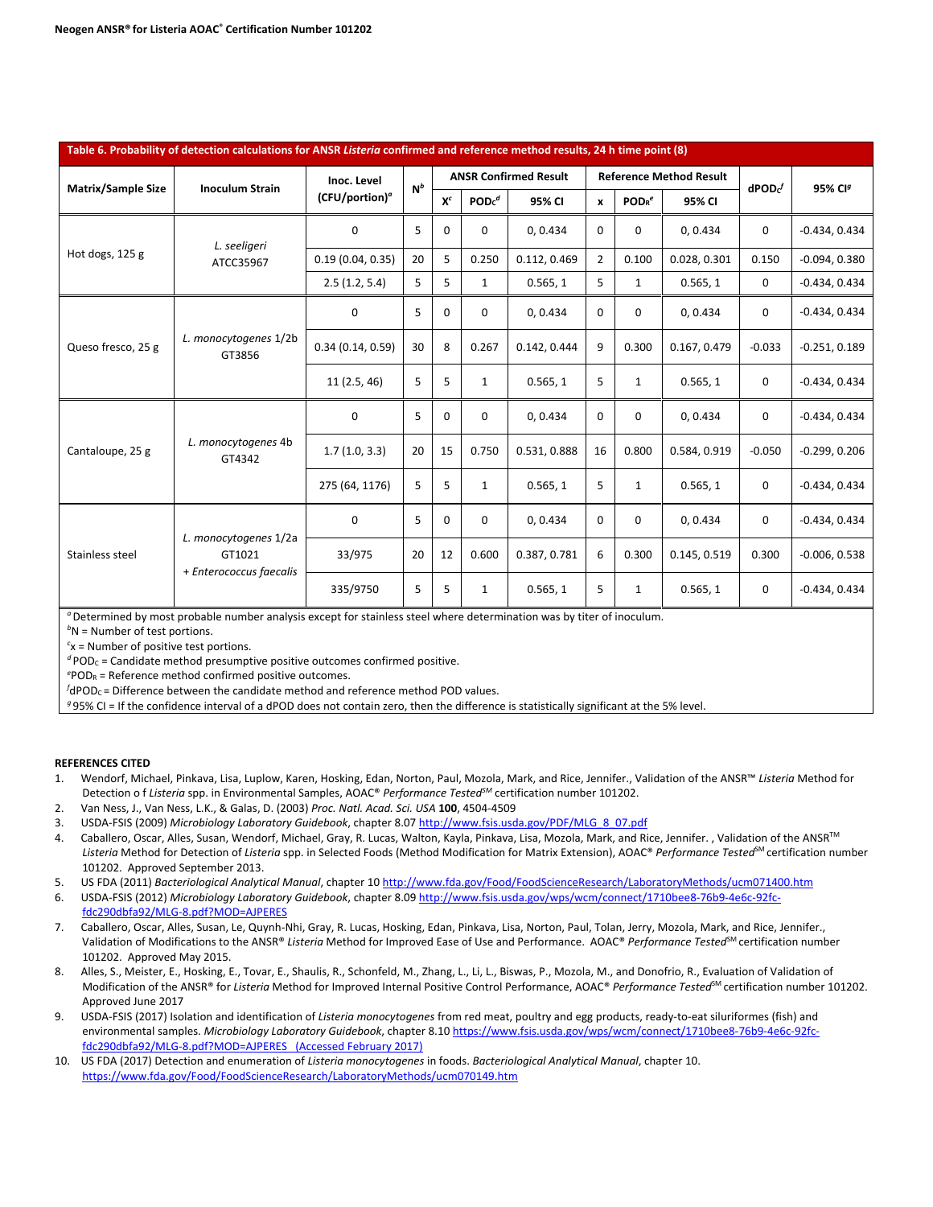**Table 6. Probability of detection calculations for ANSR *Listeria* confirmed and reference method results, 24 h time point (8)**

| Matrix/Sample Size | Inoculum Strain | Inoc. Level (CFU/portion)[a] | N[b] | ANSR Confirmed Result | | | Reference Method Result | | | dPOD$_C$[f] | 95% CI[g] |
|---|---|---|---|---|---|---|---|---|---|---|---|
| | | | | X[c] | POD$_C$[d] | 95% CI | x | POD$_R$[e] | 95% CI | | |
| Hot dogs, 125 g | *L. seeligeri* ATCC35967 | 0 | 5 | 0 | 0 | 0, 0.434 | 0 | 0 | 0, 0.434 | 0 | -0.434, 0.434 |
| | | 0.19 (0.04, 0.35) | 20 | 5 | 0.250 | 0.112, 0.469 | 2 | 0.100 | 0.028, 0.301 | 0.150 | -0.094, 0.380 |
| | | 2.5 (1.2, 5.4) | 5 | 5 | 1 | 0.565, 1 | 5 | 1 | 0.565, 1 | 0 | -0.434, 0.434 |
| Queso fresco, 25 g | *L. monocytogenes* 1/2b GT3856 | 0 | 5 | 0 | 0 | 0, 0.434 | 0 | 0 | 0, 0.434 | 0 | -0.434, 0.434 |
| | | 0.34 (0.14, 0.59) | 30 | 8 | 0.267 | 0.142, 0.444 | 9 | 0.300 | 0.167, 0.479 | -0.033 | -0.251, 0.189 |
| | | 11 (2.5, 46) | 5 | 5 | 1 | 0.565, 1 | 5 | 1 | 0.565, 1 | 0 | -0.434, 0.434 |
| Cantaloupe, 25 g | *L. monocytogenes* 4b GT4342 | 0 | 5 | 0 | 0 | 0, 0.434 | 0 | 0 | 0, 0.434 | 0 | -0.434, 0.434 |
| | | 1.7 (1.0, 3.3) | 20 | 15 | 0.750 | 0.531, 0.888 | 16 | 0.800 | 0.584, 0.919 | -0.050 | -0.299, 0.206 |
| | | 275 (64, 1176) | 5 | 5 | 1 | 0.565, 1 | 5 | 1 | 0.565, 1 | 0 | -0.434, 0.434 |
| Stainless steel | *L. monocytogenes* 1/2a GT1021 + *Enterococcus faecalis* | 0 | 5 | 0 | 0 | 0, 0.434 | 0 | 0 | 0, 0.434 | 0 | -0.434, 0.434 |
| | | 33/975 | 20 | 12 | 0.600 | 0.387, 0.781 | 6 | 0.300 | 0.145, 0.519 | 0.300 | -0.006, 0.538 |
| | | 335/9750 | 5 | 5 | 1 | 0.565, 1 | 5 | 1 | 0.565, 1 | 0 | -0.434, 0.434 |

[a] Determined by most probable number analysis except for stainless steel where determination was by titer of inoculum.
[b] N = Number of test portions.
[c] x = Number of positive test portions.
[d] POD$_C$ = Candidate method presumptive positive outcomes confirmed positive.
[e] POD$_R$ = Reference method confirmed positive outcomes.
[f] dPOD$_C$ = Difference between the candidate method and reference method POD values.
[g] 95% CI = If the confidence interval of a dPOD does not contain zero, then the difference is statistically significant at the 5% level.

**REFERENCES CITED**

1. Wendorf, Michael, Pinkava, Lisa, Luplow, Karen, Hosking, Edan, Norton, Paul, Mozola, Mark, and Rice, Jennifer., Validation of the ANSR™ *Listeria* Method for Detection o f *Listeria* spp. in Environmental Samples, AOAC® *Performance Tested*℠ certification number 101202.
2. Van Ness, J., Van Ness, L.K., & Galas, D. (2003) *Proc. Natl. Acad. Sci. USA* **100**, 4504-4509
3. USDA-FSIS (2009) *Microbiology Laboratory Guidebook*, chapter 8.07 http://www.fsis.usda.gov/PDF/MLG_8_07.pdf
4. Caballero, Oscar, Alles, Susan, Wendorf, Michael, Gray, R. Lucas, Walton, Kayla, Pinkava, Lisa, Mozola, Mark, and Rice, Jennifer. , Validation of the ANSR™ *Listeria* Method for Detection of *Listeria* spp. in Selected Foods (Method Modification for Matrix Extension), AOAC® *Performance Tested*℠ certification number 101202. Approved September 2013.
5. US FDA (2011) *Bacteriological Analytical Manual*, chapter 10 http://www.fda.gov/Food/FoodScienceResearch/LaboratoryMethods/ucm071400.htm
6. USDA-FSIS (2012) *Microbiology Laboratory Guidebook*, chapter 8.09 http://www.fsis.usda.gov/wps/wcm/connect/1710bee8-76b9-4e6c-92fc-fdc290dbfa92/MLG-8.pdf?MOD=AJPERES
7. Caballero, Oscar, Alles, Susan, Le, Quynh-Nhi, Gray, R. Lucas, Hosking, Edan, Pinkava, Lisa, Norton, Paul, Tolan, Jerry, Mozola, Mark, and Rice, Jennifer., Validation of Modifications to the ANSR® *Listeria* Method for Improved Ease of Use and Performance. AOAC® *Performance Tested*℠ certification number 101202. Approved May 2015.
8. Alles, S., Meister, E., Hosking, E., Tovar, E., Shaulis, R., Schonfeld, M., Zhang, L., Li, L., Biswas, P., Mozola, M., and Donofrio, R., Evaluation of Validation of Modification of the ANSR® for *Listeria* Method for Improved Internal Positive Control Performance, AOAC® *Performance Tested*℠ certification number 101202. Approved June 2017
9. USDA-FSIS (2017) Isolation and identification of *Listeria monocytogenes* from red meat, poultry and egg products, ready-to-eat siluriformes (fish) and environmental samples. *Microbiology Laboratory Guidebook*, chapter 8.10 https://www.fsis.usda.gov/wps/wcm/connect/1710bee8-76b9-4e6c-92fc-fdc290dbfa92/MLG-8.pdf?MOD=AJPERES (Accessed February 2017)
10. US FDA (2017) Detection and enumeration of *Listeria monocytogenes* in foods. *Bacteriological Analytical Manual*, chapter 10. https://www.fda.gov/Food/FoodScienceResearch/LaboratoryMethods/ucm070149.htm